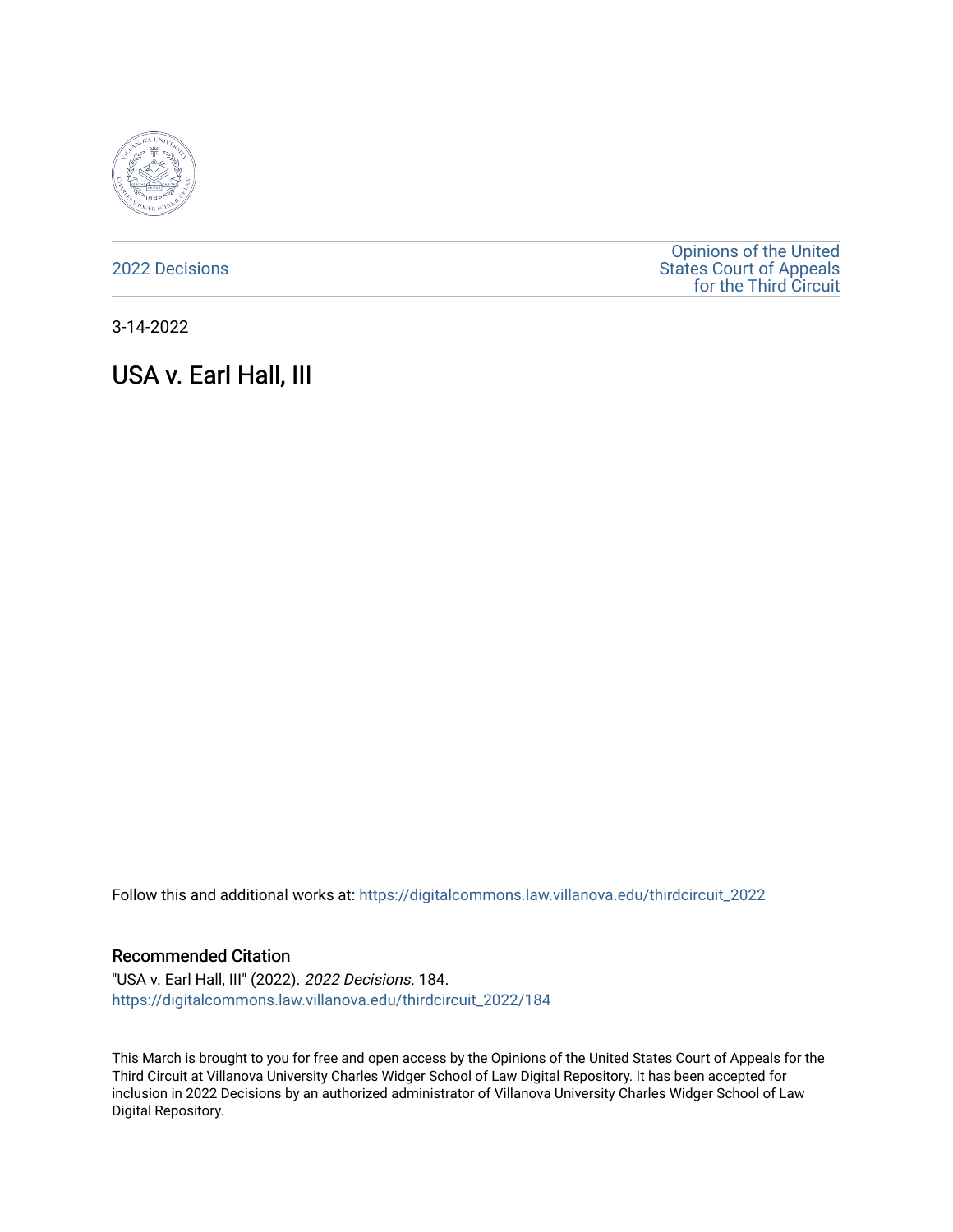2022 Decisions

Opinions of the United States Court of Appeals for the Third Circuit

3-14-2022

# USA v. Earl Hall, III

Follow this and additional works at: https://digitalcommons.law.villanova.edu/thirdcircuit_2022

## Recommended Citation

"USA v. Earl Hall, III" (2022). *2022 Decisions*. 184.
https://digitalcommons.law.villanova.edu/thirdcircuit_2022/184

This March is brought to you for free and open access by the Opinions of the United States Court of Appeals for the Third Circuit at Villanova University Charles Widger School of Law Digital Repository. It has been accepted for inclusion in 2022 Decisions by an authorized administrator of Villanova University Charles Widger School of Law Digital Repository.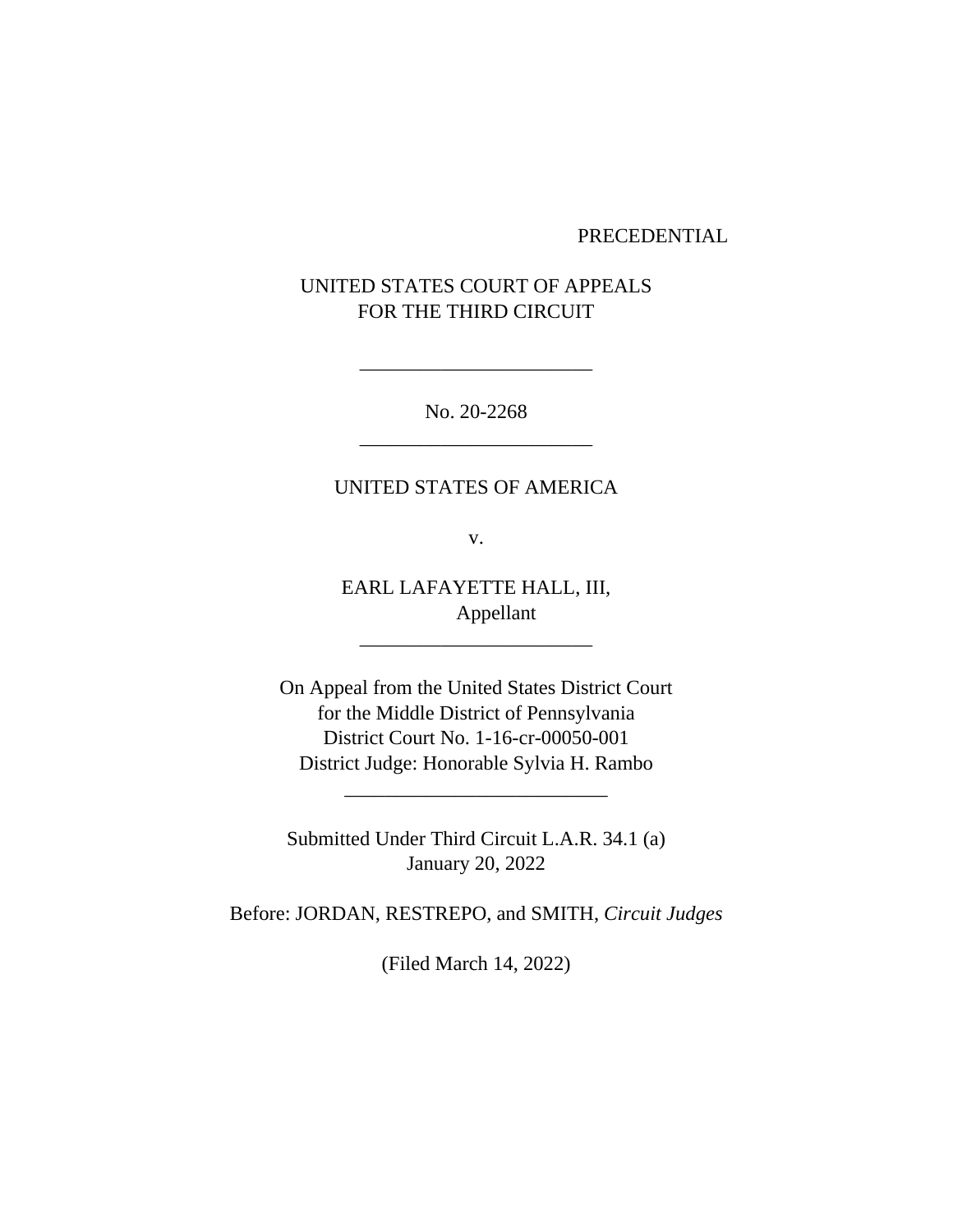PRECEDENTIAL

UNITED STATES COURT OF APPEALS
FOR THE THIRD CIRCUIT

\_\_\_\_\_\_\_\_\_\_\_\_\_\_\_\_\_\_\_\_\_\_\_

No. 20-2268

\_\_\_\_\_\_\_\_\_\_\_\_\_\_\_\_\_\_\_\_\_\_\_

UNITED STATES OF AMERICA

v.

EARL LAFAYETTE HALL, III,
Appellant

\_\_\_\_\_\_\_\_\_\_\_\_\_\_\_\_\_\_\_\_\_\_\_

On Appeal from the United States District Court
for the Middle District of Pennsylvania
District Court No. 1-16-cr-00050-001
District Judge: Honorable Sylvia H. Rambo

\_\_\_\_\_\_\_\_\_\_\_\_\_\_\_\_\_\_\_\_\_\_\_\_\_

Submitted Under Third Circuit L.A.R. 34.1 (a)
January 20, 2022

Before: JORDAN, RESTREPO, and SMITH, *Circuit Judges*

(Filed March 14, 2022)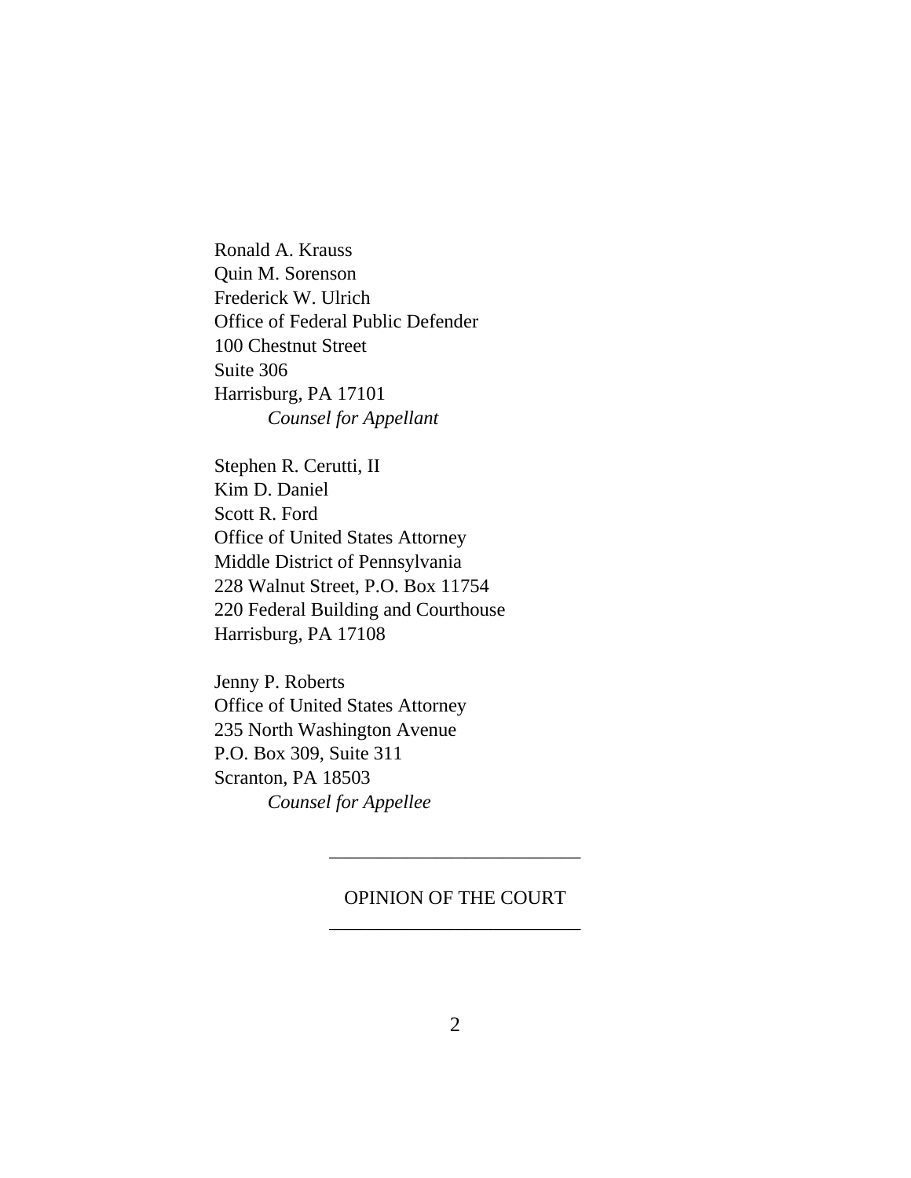Ronald A. Krauss
Quin M. Sorenson
Frederick W. Ulrich
Office of Federal Public Defender
100 Chestnut Street
Suite 306
Harrisburg, PA 17101
*Counsel for Appellant*

Stephen R. Cerutti, II
Kim D. Daniel
Scott R. Ford
Office of United States Attorney
Middle District of Pennsylvania
228 Walnut Street, P.O. Box 11754
220 Federal Building and Courthouse
Harrisburg, PA 17108

Jenny P. Roberts
Office of United States Attorney
235 North Washington Avenue
P.O. Box 309, Suite 311
Scranton, PA 18503
*Counsel for Appellee*

---

OPINION OF THE COURT

---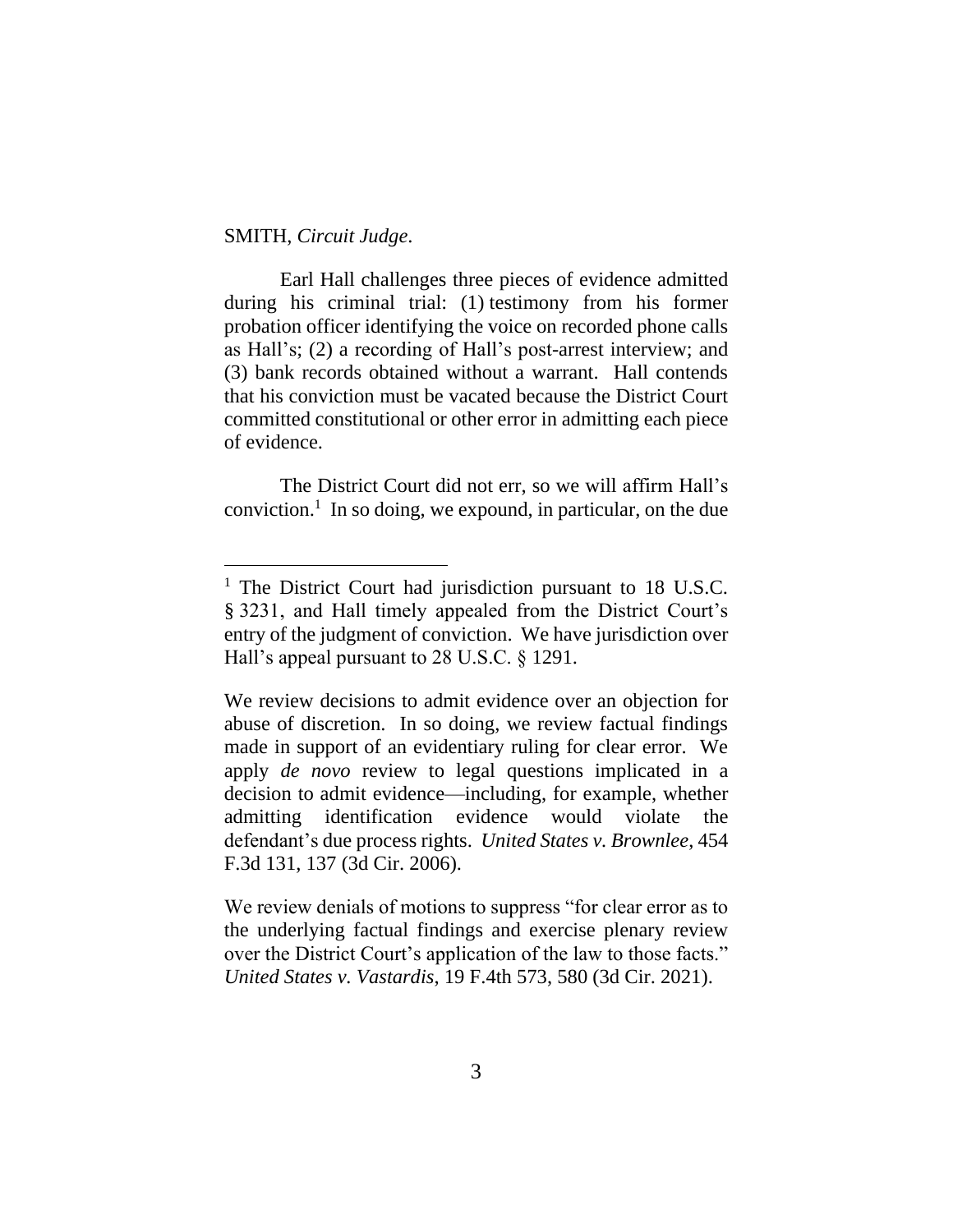SMITH, *Circuit Judge*.

Earl Hall challenges three pieces of evidence admitted during his criminal trial: (1) testimony from his former probation officer identifying the voice on recorded phone calls as Hall's; (2) a recording of Hall's post-arrest interview; and (3) bank records obtained without a warrant. Hall contends that his conviction must be vacated because the District Court committed constitutional or other error in admitting each piece of evidence.

The District Court did not err, so we will affirm Hall's conviction.[1] In so doing, we expound, in particular, on the due

---

[1] The District Court had jurisdiction pursuant to 18 U.S.C. § 3231, and Hall timely appealed from the District Court's entry of the judgment of conviction. We have jurisdiction over Hall's appeal pursuant to 28 U.S.C. § 1291.

We review decisions to admit evidence over an objection for abuse of discretion. In so doing, we review factual findings made in support of an evidentiary ruling for clear error. We apply *de novo* review to legal questions implicated in a decision to admit evidence—including, for example, whether admitting identification evidence would violate the defendant's due process rights. *United States v. Brownlee*, 454 F.3d 131, 137 (3d Cir. 2006).

We review denials of motions to suppress "for clear error as to the underlying factual findings and exercise plenary review over the District Court's application of the law to those facts." *United States v. Vastardis*, 19 F.4th 573, 580 (3d Cir. 2021).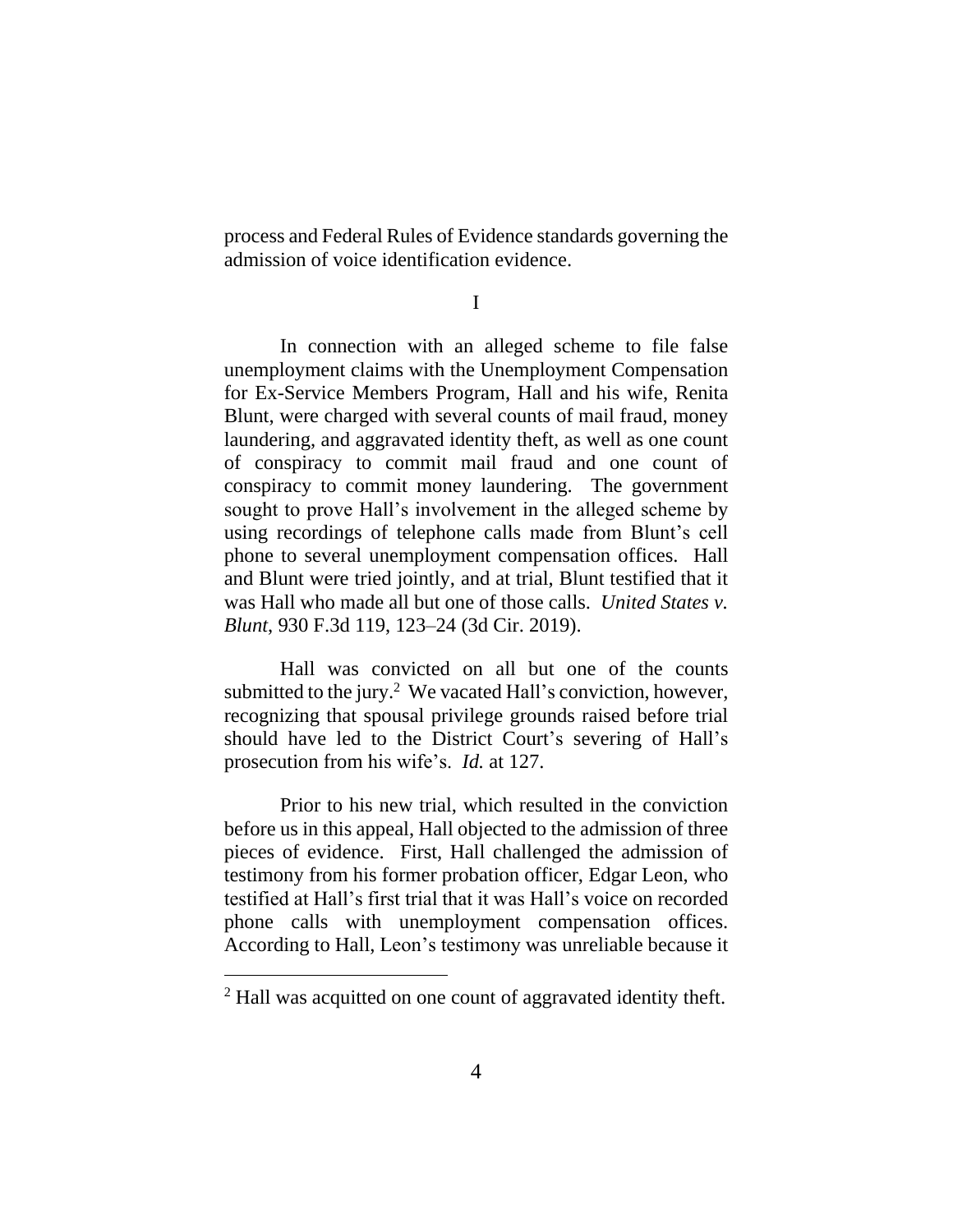process and Federal Rules of Evidence standards governing the admission of voice identification evidence.

I

In connection with an alleged scheme to file false unemployment claims with the Unemployment Compensation for Ex-Service Members Program, Hall and his wife, Renita Blunt, were charged with several counts of mail fraud, money laundering, and aggravated identity theft, as well as one count of conspiracy to commit mail fraud and one count of conspiracy to commit money laundering. The government sought to prove Hall's involvement in the alleged scheme by using recordings of telephone calls made from Blunt's cell phone to several unemployment compensation offices. Hall and Blunt were tried jointly, and at trial, Blunt testified that it was Hall who made all but one of those calls. *United States v. Blunt*, 930 F.3d 119, 123–24 (3d Cir. 2019).

Hall was convicted on all but one of the counts submitted to the jury.[2] We vacated Hall's conviction, however, recognizing that spousal privilege grounds raised before trial should have led to the District Court's severing of Hall's prosecution from his wife's. *Id.* at 127.

Prior to his new trial, which resulted in the conviction before us in this appeal, Hall objected to the admission of three pieces of evidence. First, Hall challenged the admission of testimony from his former probation officer, Edgar Leon, who testified at Hall's first trial that it was Hall's voice on recorded phone calls with unemployment compensation offices. According to Hall, Leon's testimony was unreliable because it

[2] Hall was acquitted on one count of aggravated identity theft.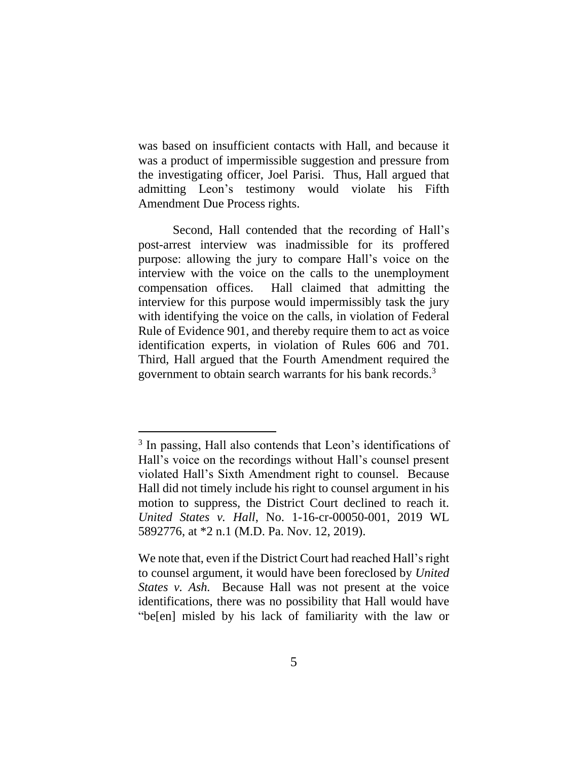was based on insufficient contacts with Hall, and because it was a product of impermissible suggestion and pressure from the investigating officer, Joel Parisi. Thus, Hall argued that admitting Leon's testimony would violate his Fifth Amendment Due Process rights.

Second, Hall contended that the recording of Hall's post-arrest interview was inadmissible for its proffered purpose: allowing the jury to compare Hall's voice on the interview with the voice on the calls to the unemployment compensation offices. Hall claimed that admitting the interview for this purpose would impermissibly task the jury with identifying the voice on the calls, in violation of Federal Rule of Evidence 901, and thereby require them to act as voice identification experts, in violation of Rules 606 and 701. Third, Hall argued that the Fourth Amendment required the government to obtain search warrants for his bank records.[3]

---

[3] In passing, Hall also contends that Leon's identifications of Hall's voice on the recordings without Hall's counsel present violated Hall's Sixth Amendment right to counsel. Because Hall did not timely include his right to counsel argument in his motion to suppress, the District Court declined to reach it. *United States v. Hall*, No. 1-16-cr-00050-001, 2019 WL 5892776, at *2 n.1 (M.D. Pa. Nov. 12, 2019).

We note that, even if the District Court had reached Hall's right to counsel argument, it would have been foreclosed by *United States v. Ash.* Because Hall was not present at the voice identifications, there was no possibility that Hall would have "be[en] misled by his lack of familiarity with the law or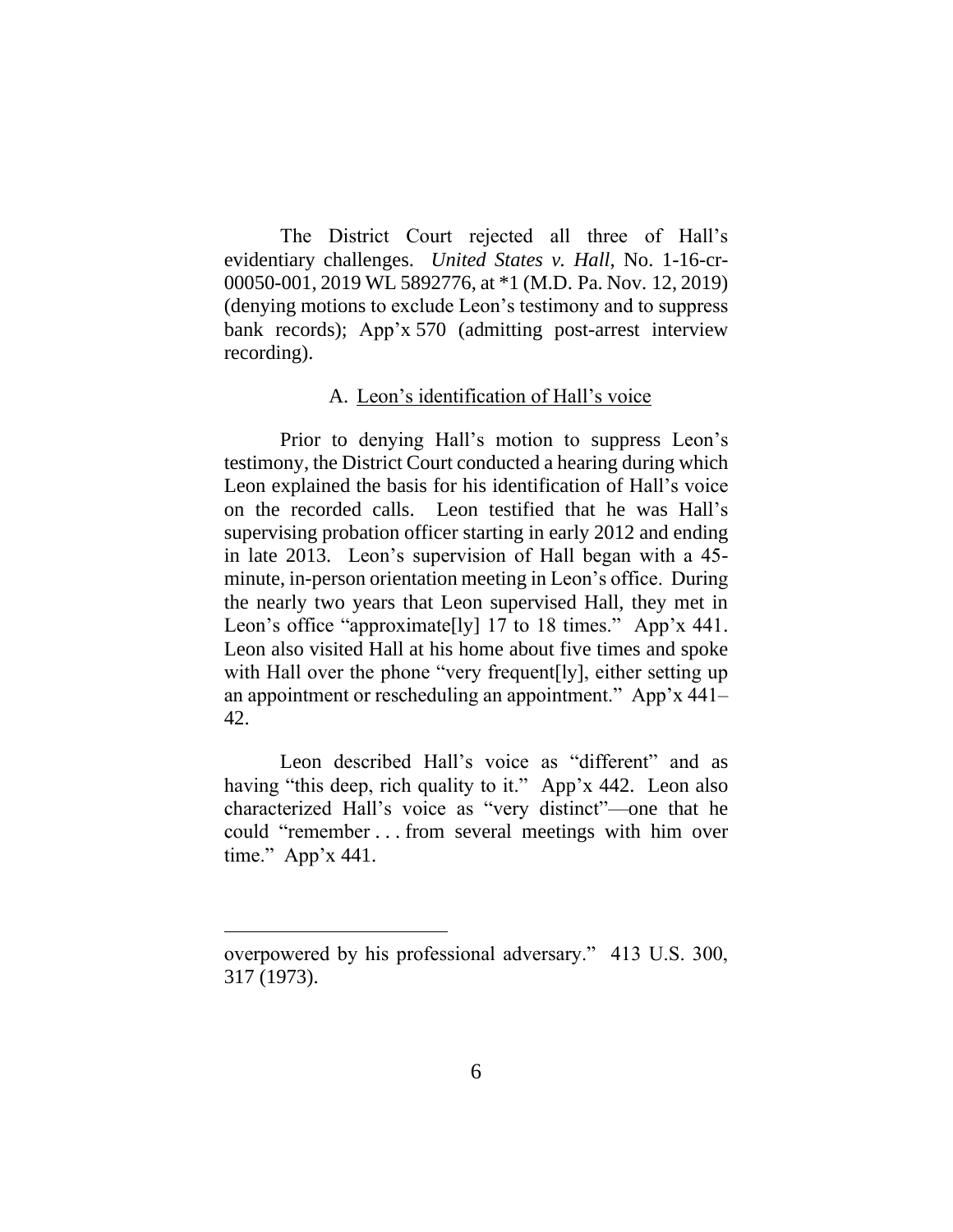The District Court rejected all three of Hall's evidentiary challenges. *United States v. Hall*, No. 1-16-cr-00050-001, 2019 WL 5892776, at *1 (M.D. Pa. Nov. 12, 2019) (denying motions to exclude Leon's testimony and to suppress bank records); App'x 570 (admitting post-arrest interview recording).

### A. Leon's identification of Hall's voice

Prior to denying Hall's motion to suppress Leon's testimony, the District Court conducted a hearing during which Leon explained the basis for his identification of Hall's voice on the recorded calls. Leon testified that he was Hall's supervising probation officer starting in early 2012 and ending in late 2013. Leon's supervision of Hall began with a 45-minute, in-person orientation meeting in Leon's office. During the nearly two years that Leon supervised Hall, they met in Leon's office "approximate[ly] 17 to 18 times." App'x 441. Leon also visited Hall at his home about five times and spoke with Hall over the phone "very frequent[ly], either setting up an appointment or rescheduling an appointment." App'x 441–42.

Leon described Hall's voice as "different" and as having "this deep, rich quality to it." App'x 442. Leon also characterized Hall's voice as "very distinct"—one that he could "remember . . . from several meetings with him over time." App'x 441.

---

overpowered by his professional adversary." 413 U.S. 300, 317 (1973).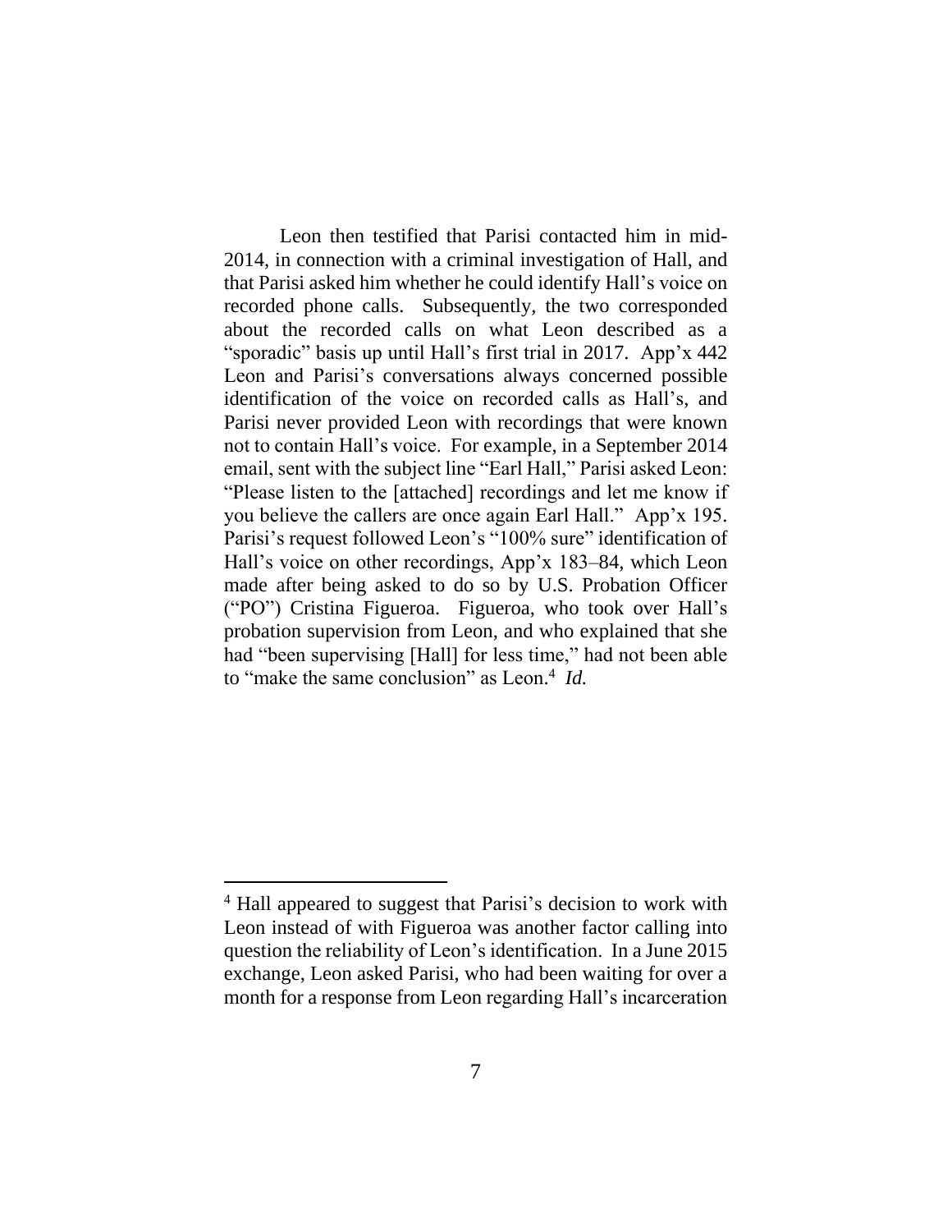Leon then testified that Parisi contacted him in mid-2014, in connection with a criminal investigation of Hall, and that Parisi asked him whether he could identify Hall's voice on recorded phone calls. Subsequently, the two corresponded about the recorded calls on what Leon described as a "sporadic" basis up until Hall's first trial in 2017. App'x 442 Leon and Parisi's conversations always concerned possible identification of the voice on recorded calls as Hall's, and Parisi never provided Leon with recordings that were known not to contain Hall's voice. For example, in a September 2014 email, sent with the subject line "Earl Hall," Parisi asked Leon: "Please listen to the [attached] recordings and let me know if you believe the callers are once again Earl Hall." App'x 195. Parisi's request followed Leon's "100% sure" identification of Hall's voice on other recordings, App'x 183–84, which Leon made after being asked to do so by U.S. Probation Officer ("PO") Cristina Figueroa. Figueroa, who took over Hall's probation supervision from Leon, and who explained that she had "been supervising [Hall] for less time," had not been able to "make the same conclusion" as Leon.[4] *Id.*

[4] Hall appeared to suggest that Parisi's decision to work with Leon instead of with Figueroa was another factor calling into question the reliability of Leon's identification. In a June 2015 exchange, Leon asked Parisi, who had been waiting for over a month for a response from Leon regarding Hall's incarceration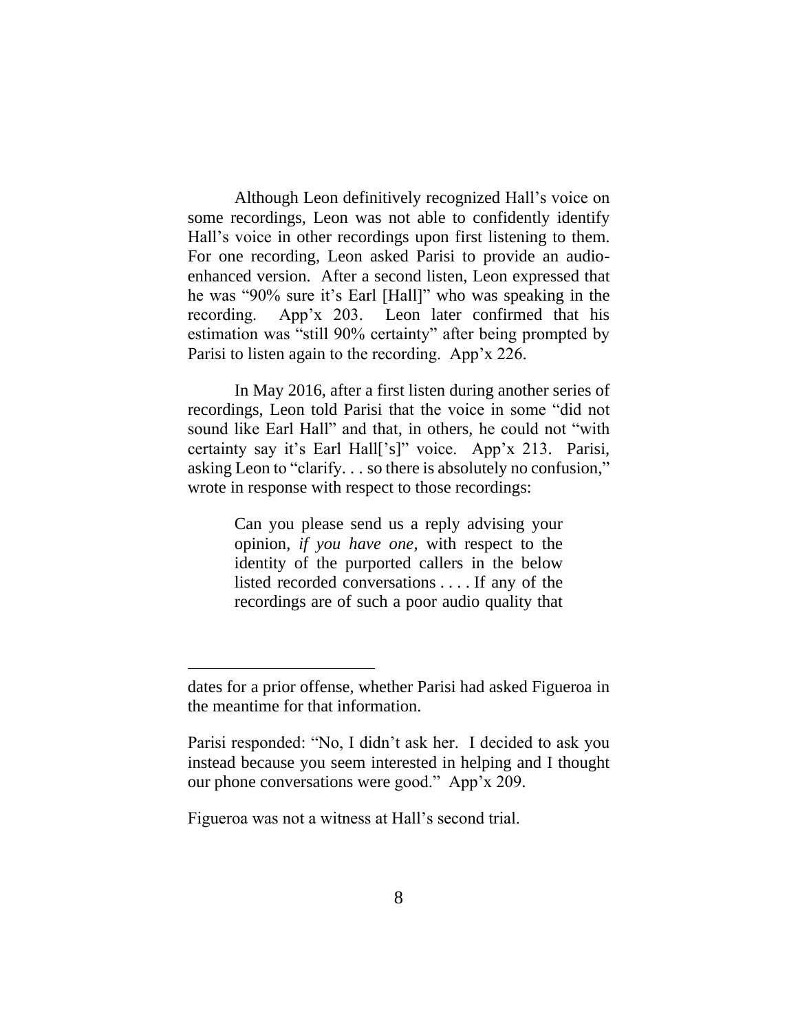Although Leon definitively recognized Hall's voice on some recordings, Leon was not able to confidently identify Hall's voice in other recordings upon first listening to them. For one recording, Leon asked Parisi to provide an audio-enhanced version. After a second listen, Leon expressed that he was "90% sure it's Earl [Hall]" who was speaking in the recording. App'x 203. Leon later confirmed that his estimation was "still 90% certainty" after being prompted by Parisi to listen again to the recording. App'x 226.

In May 2016, after a first listen during another series of recordings, Leon told Parisi that the voice in some "did not sound like Earl Hall" and that, in others, he could not "with certainty say it's Earl Hall['s]" voice. App'x 213. Parisi, asking Leon to "clarify. . . so there is absolutely no confusion," wrote in response with respect to those recordings:

> Can you please send us a reply advising your opinion, *if you have one*, with respect to the identity of the purported callers in the below listed recorded conversations . . . . If any of the recordings are of such a poor audio quality that

---

dates for a prior offense, whether Parisi had asked Figueroa in the meantime for that information.

Parisi responded: "No, I didn't ask her. I decided to ask you instead because you seem interested in helping and I thought our phone conversations were good." App'x 209.

Figueroa was not a witness at Hall's second trial.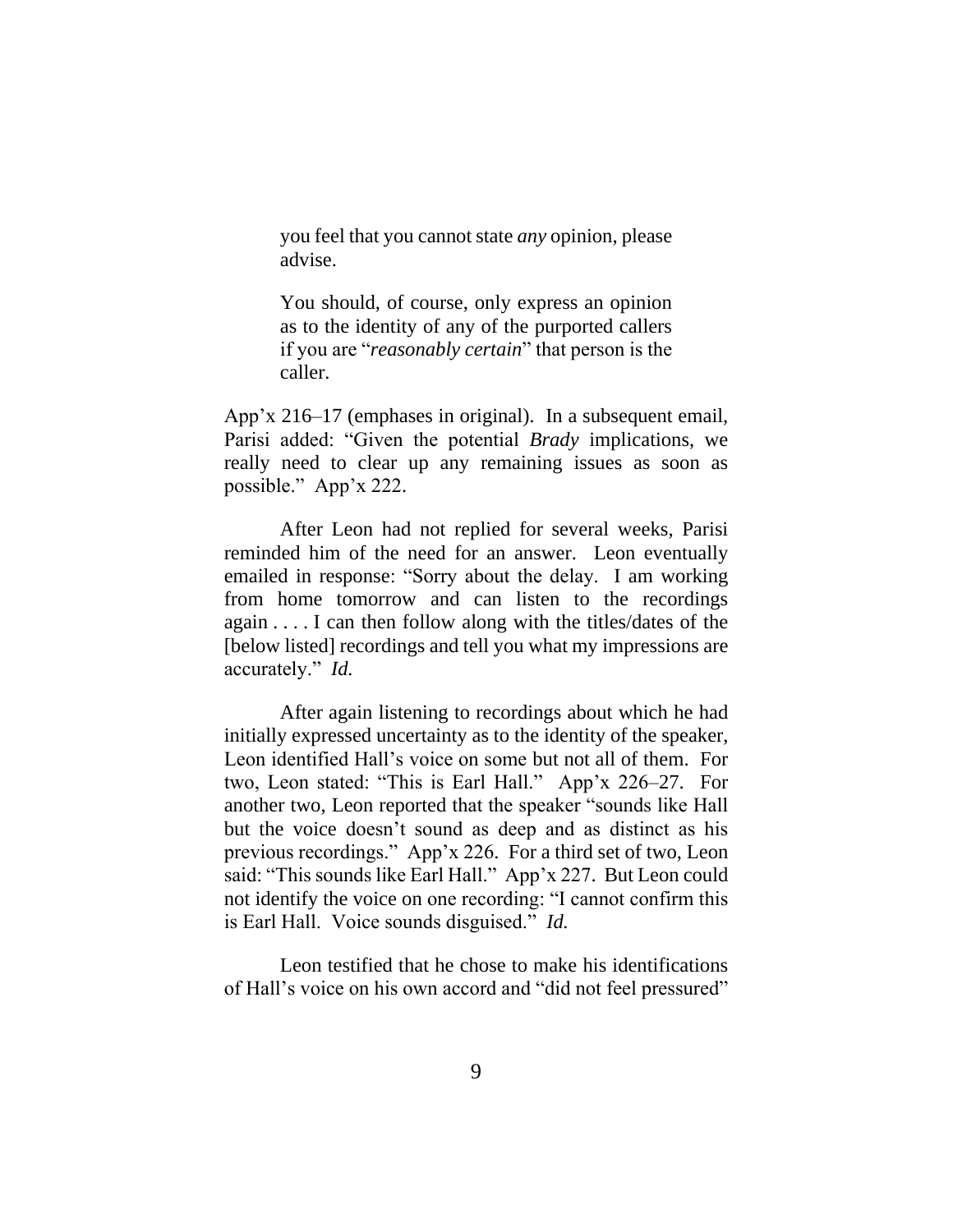> you feel that you cannot state *any* opinion, please advise.
>
> You should, of course, only express an opinion as to the identity of any of the purported callers if you are "*reasonably certain*" that person is the caller.

App'x 216–17 (emphases in original). In a subsequent email, Parisi added: "Given the potential *Brady* implications, we really need to clear up any remaining issues as soon as possible." App'x 222.

After Leon had not replied for several weeks, Parisi reminded him of the need for an answer. Leon eventually emailed in response: "Sorry about the delay. I am working from home tomorrow and can listen to the recordings again . . . . I can then follow along with the titles/dates of the [below listed] recordings and tell you what my impressions are accurately." *Id.*

After again listening to recordings about which he had initially expressed uncertainty as to the identity of the speaker, Leon identified Hall's voice on some but not all of them. For two, Leon stated: "This is Earl Hall." App'x 226–27. For another two, Leon reported that the speaker "sounds like Hall but the voice doesn't sound as deep and as distinct as his previous recordings." App'x 226. For a third set of two, Leon said: "This sounds like Earl Hall." App'x 227. But Leon could not identify the voice on one recording: "I cannot confirm this is Earl Hall. Voice sounds disguised." *Id.*

Leon testified that he chose to make his identifications of Hall's voice on his own accord and "did not feel pressured"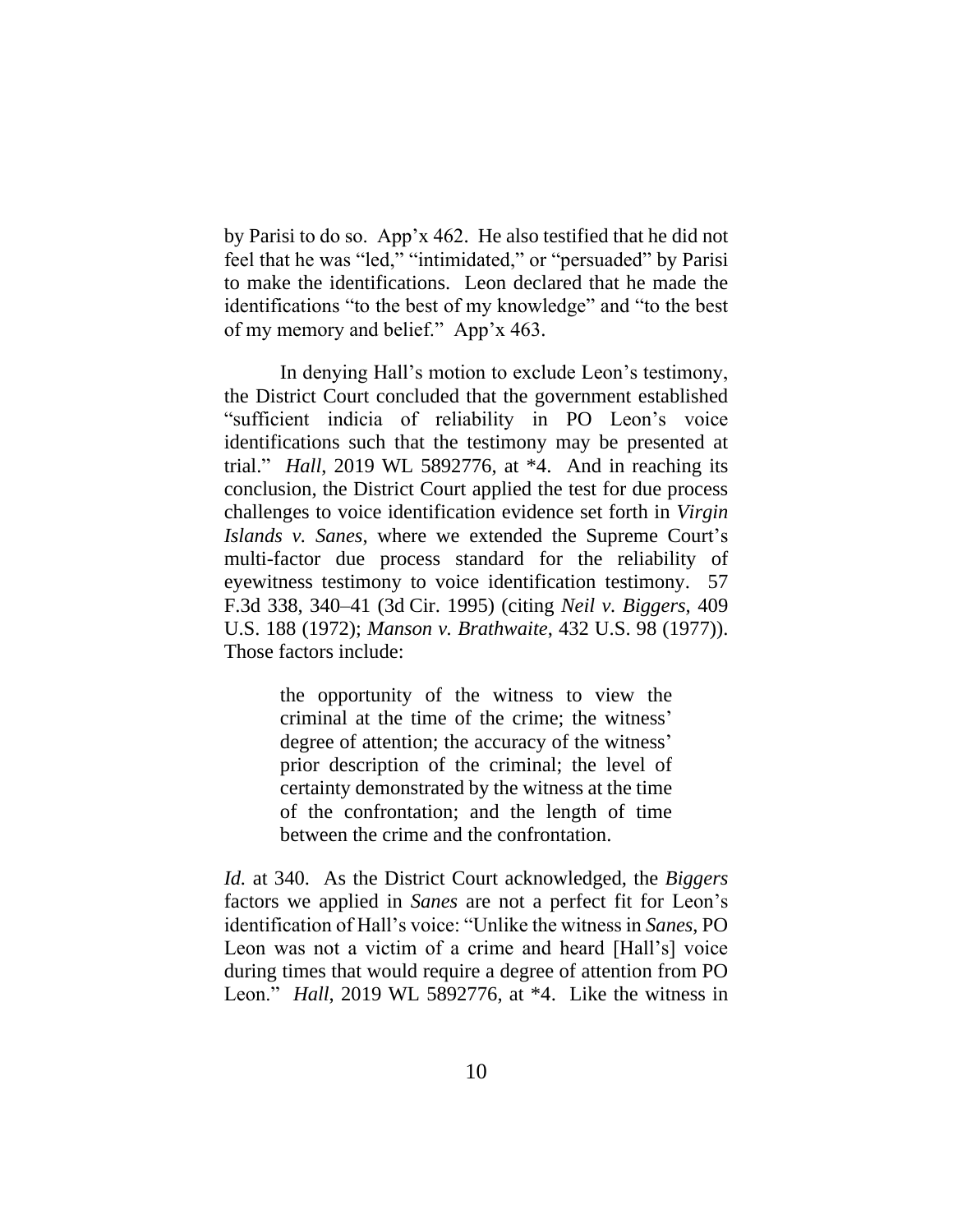by Parisi to do so. App'x 462. He also testified that he did not feel that he was "led," "intimidated," or "persuaded" by Parisi to make the identifications. Leon declared that he made the identifications "to the best of my knowledge" and "to the best of my memory and belief." App'x 463.

In denying Hall's motion to exclude Leon's testimony, the District Court concluded that the government established "sufficient indicia of reliability in PO Leon's voice identifications such that the testimony may be presented at trial." *Hall*, 2019 WL 5892776, at *4. And in reaching its conclusion, the District Court applied the test for due process challenges to voice identification evidence set forth in *Virgin Islands v. Sanes*, where we extended the Supreme Court's multi-factor due process standard for the reliability of eyewitness testimony to voice identification testimony. 57 F.3d 338, 340–41 (3d Cir. 1995) (citing *Neil v. Biggers*, 409 U.S. 188 (1972); *Manson v. Brathwaite*, 432 U.S. 98 (1977)). Those factors include:

> the opportunity of the witness to view the criminal at the time of the crime; the witness' degree of attention; the accuracy of the witness' prior description of the criminal; the level of certainty demonstrated by the witness at the time of the confrontation; and the length of time between the crime and the confrontation.

*Id.* at 340. As the District Court acknowledged, the *Biggers* factors we applied in *Sanes* are not a perfect fit for Leon's identification of Hall's voice: "Unlike the witness in *Sanes*, PO Leon was not a victim of a crime and heard [Hall's] voice during times that would require a degree of attention from PO Leon." *Hall*, 2019 WL 5892776, at *4. Like the witness in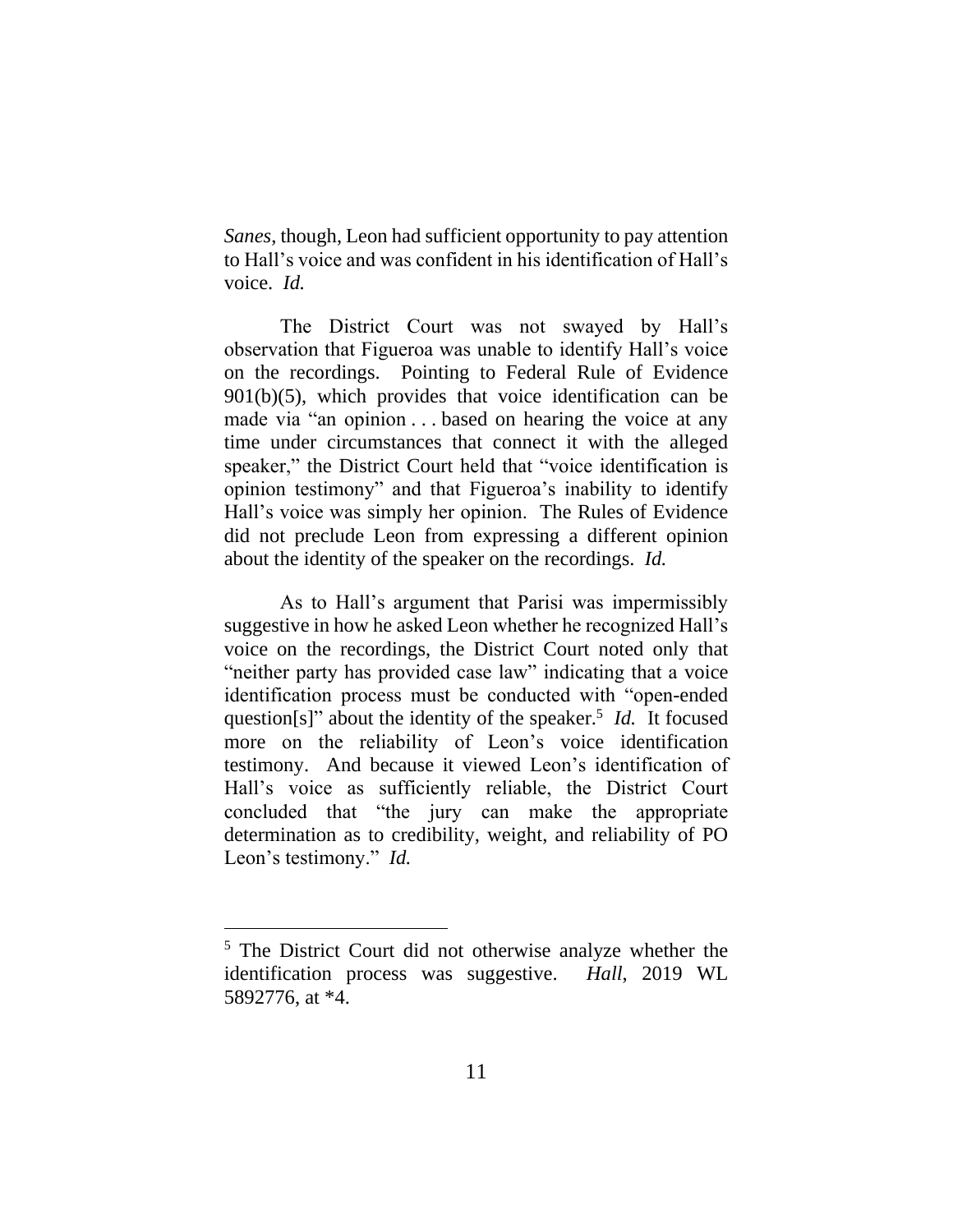*Sanes*, though, Leon had sufficient opportunity to pay attention to Hall's voice and was confident in his identification of Hall's voice. *Id.*

The District Court was not swayed by Hall's observation that Figueroa was unable to identify Hall's voice on the recordings. Pointing to Federal Rule of Evidence 901(b)(5), which provides that voice identification can be made via "an opinion . . . based on hearing the voice at any time under circumstances that connect it with the alleged speaker," the District Court held that "voice identification is opinion testimony" and that Figueroa's inability to identify Hall's voice was simply her opinion. The Rules of Evidence did not preclude Leon from expressing a different opinion about the identity of the speaker on the recordings. *Id.*

As to Hall's argument that Parisi was impermissibly suggestive in how he asked Leon whether he recognized Hall's voice on the recordings, the District Court noted only that "neither party has provided case law" indicating that a voice identification process must be conducted with "open-ended question[s]" about the identity of the speaker.[5] *Id.* It focused more on the reliability of Leon's voice identification testimony. And because it viewed Leon's identification of Hall's voice as sufficiently reliable, the District Court concluded that "the jury can make the appropriate determination as to credibility, weight, and reliability of PO Leon's testimony." *Id.*

---

[5] The District Court did not otherwise analyze whether the identification process was suggestive. *Hall*, 2019 WL 5892776, at *4.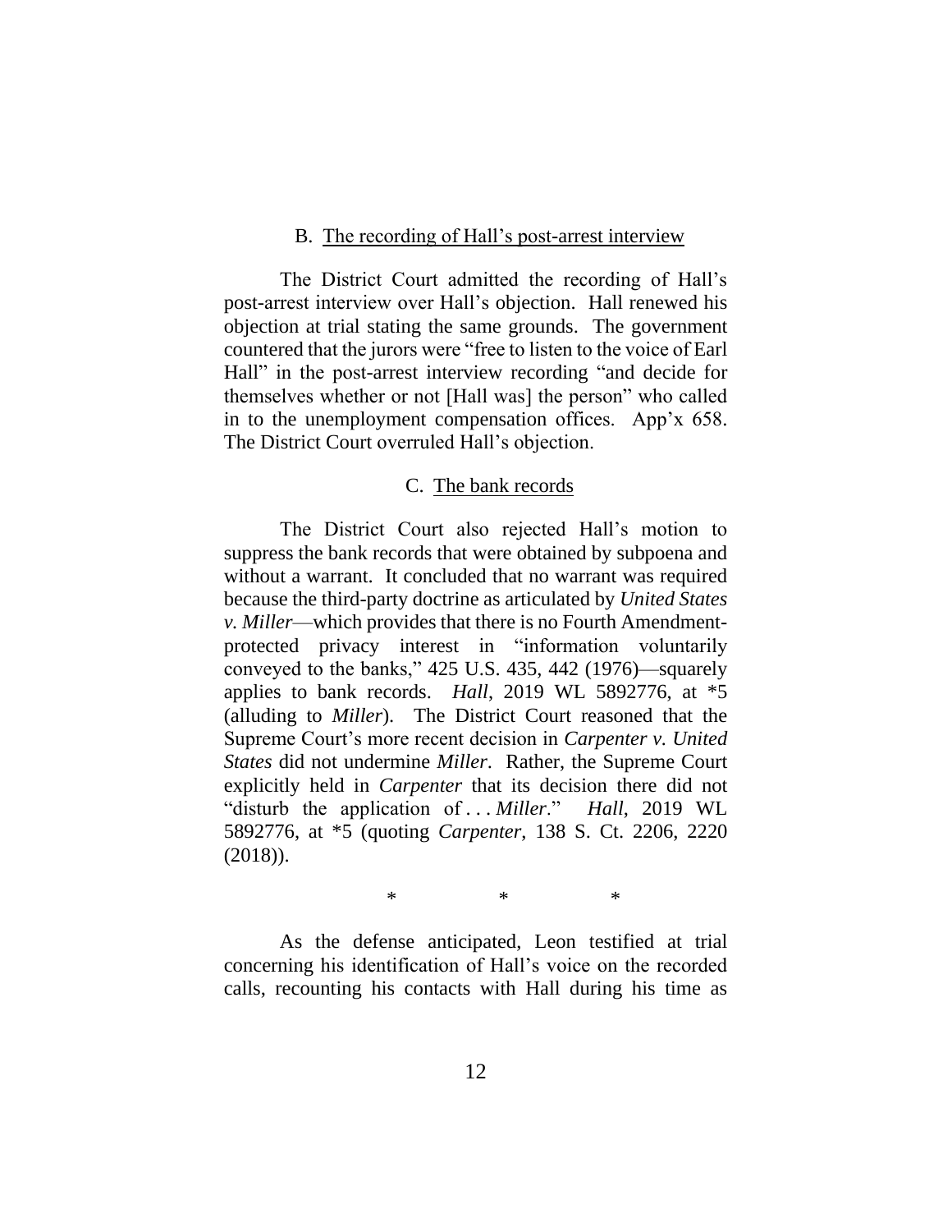B. <u>The recording of Hall's post-arrest interview</u>

The District Court admitted the recording of Hall's post-arrest interview over Hall's objection. Hall renewed his objection at trial stating the same grounds. The government countered that the jurors were "free to listen to the voice of Earl Hall" in the post-arrest interview recording "and decide for themselves whether or not [Hall was] the person" who called in to the unemployment compensation offices. App'x 658. The District Court overruled Hall's objection.

C. <u>The bank records</u>

The District Court also rejected Hall's motion to suppress the bank records that were obtained by subpoena and without a warrant. It concluded that no warrant was required because the third-party doctrine as articulated by *United States v. Miller*—which provides that there is no Fourth Amendment-protected privacy interest in "information voluntarily conveyed to the banks," 425 U.S. 435, 442 (1976)—squarely applies to bank records. *Hall*, 2019 WL 5892776, at *5 (alluding to *Miller*). The District Court reasoned that the Supreme Court's more recent decision in *Carpenter v. United States* did not undermine *Miller*. Rather, the Supreme Court explicitly held in *Carpenter* that its decision there did not "disturb the application of . . . *Miller*." *Hall*, 2019 WL 5892776, at *5 (quoting *Carpenter*, 138 S. Ct. 2206, 2220 (2018)).

\* \* \*

As the defense anticipated, Leon testified at trial concerning his identification of Hall's voice on the recorded calls, recounting his contacts with Hall during his time as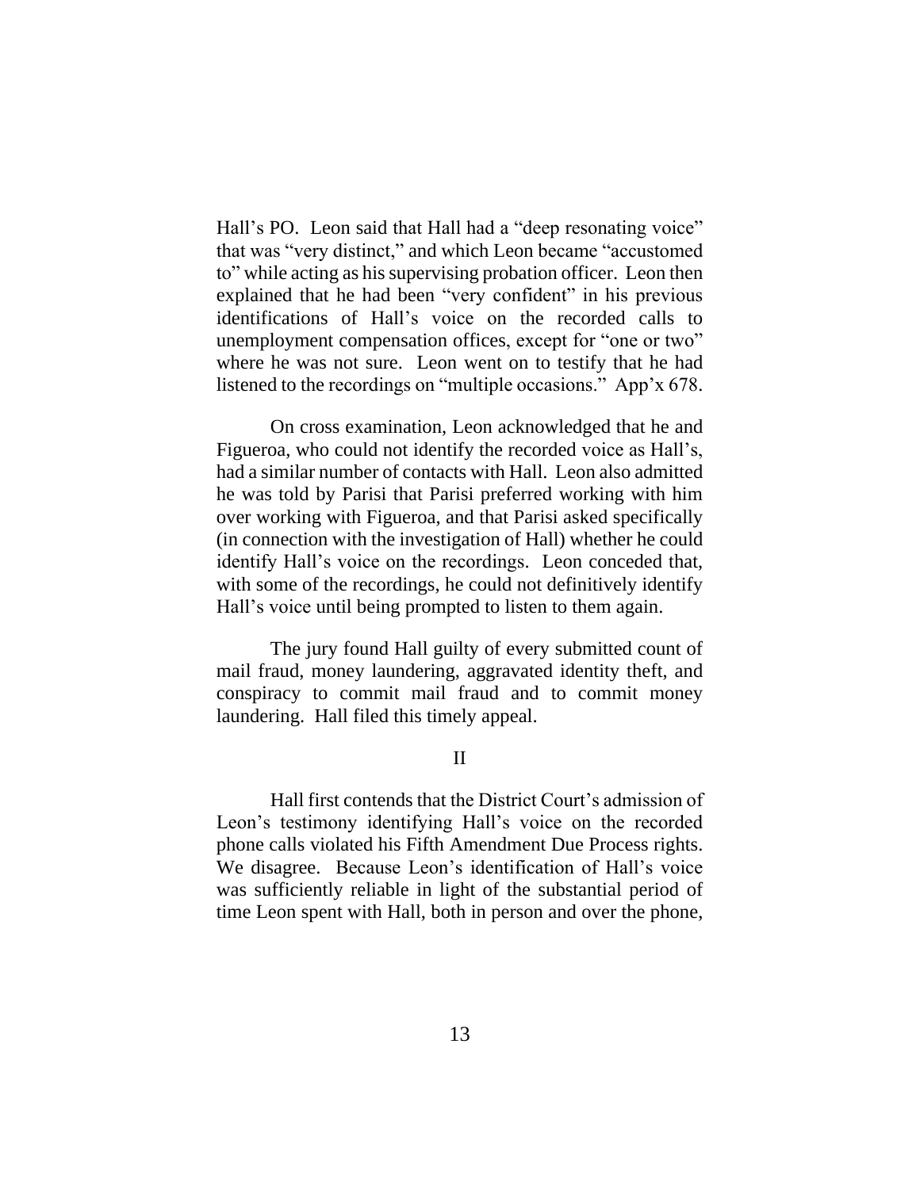Hall's PO. Leon said that Hall had a "deep resonating voice" that was "very distinct," and which Leon became "accustomed to" while acting as his supervising probation officer. Leon then explained that he had been "very confident" in his previous identifications of Hall's voice on the recorded calls to unemployment compensation offices, except for "one or two" where he was not sure. Leon went on to testify that he had listened to the recordings on "multiple occasions." App'x 678.

On cross examination, Leon acknowledged that he and Figueroa, who could not identify the recorded voice as Hall's, had a similar number of contacts with Hall. Leon also admitted he was told by Parisi that Parisi preferred working with him over working with Figueroa, and that Parisi asked specifically (in connection with the investigation of Hall) whether he could identify Hall's voice on the recordings. Leon conceded that, with some of the recordings, he could not definitively identify Hall's voice until being prompted to listen to them again.

The jury found Hall guilty of every submitted count of mail fraud, money laundering, aggravated identity theft, and conspiracy to commit mail fraud and to commit money laundering. Hall filed this timely appeal.

## II

Hall first contends that the District Court's admission of Leon's testimony identifying Hall's voice on the recorded phone calls violated his Fifth Amendment Due Process rights. We disagree. Because Leon's identification of Hall's voice was sufficiently reliable in light of the substantial period of time Leon spent with Hall, both in person and over the phone,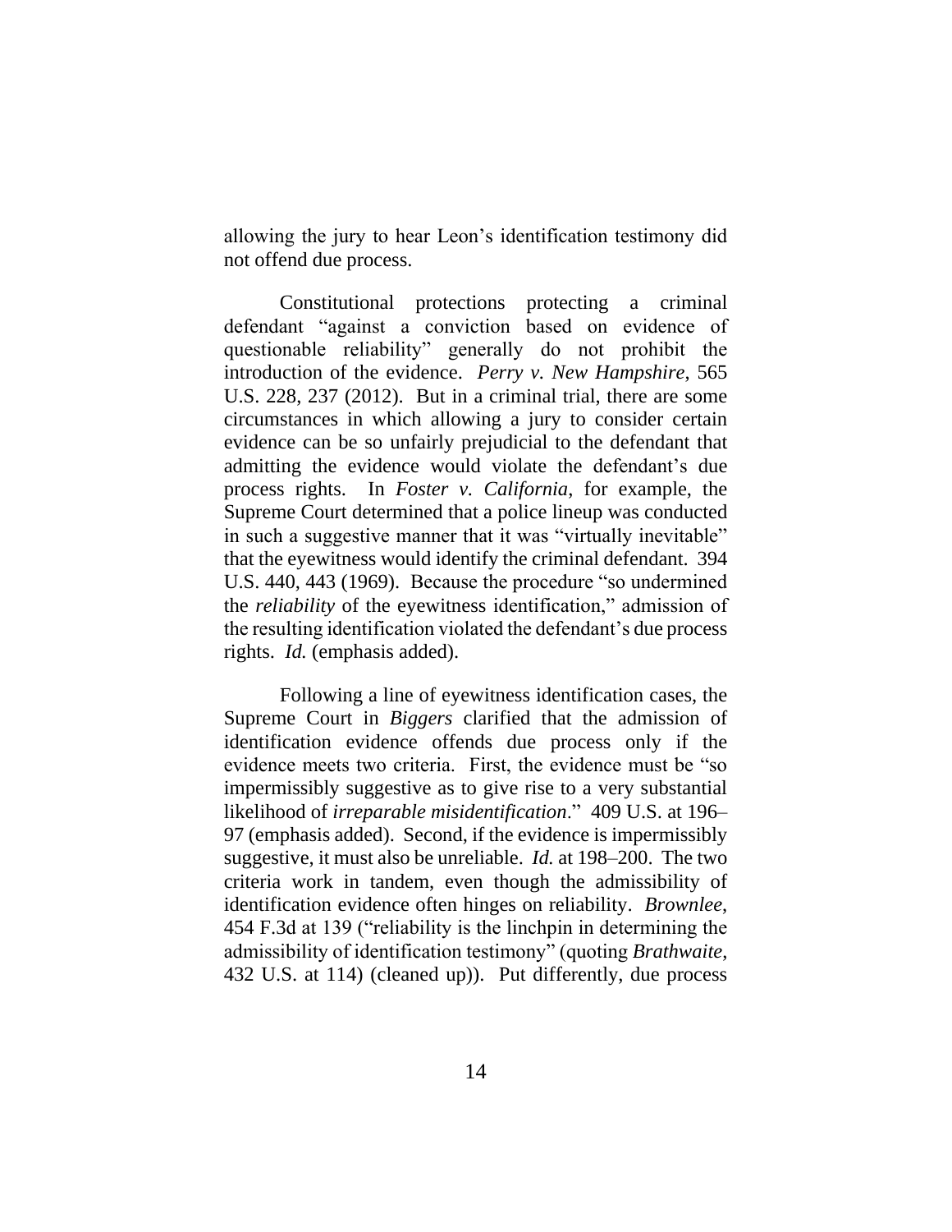allowing the jury to hear Leon's identification testimony did not offend due process.

Constitutional protections protecting a criminal defendant "against a conviction based on evidence of questionable reliability" generally do not prohibit the introduction of the evidence. *Perry v. New Hampshire*, 565 U.S. 228, 237 (2012). But in a criminal trial, there are some circumstances in which allowing a jury to consider certain evidence can be so unfairly prejudicial to the defendant that admitting the evidence would violate the defendant's due process rights. In *Foster v. California*, for example, the Supreme Court determined that a police lineup was conducted in such a suggestive manner that it was "virtually inevitable" that the eyewitness would identify the criminal defendant. 394 U.S. 440, 443 (1969). Because the procedure "so undermined the *reliability* of the eyewitness identification," admission of the resulting identification violated the defendant's due process rights. *Id.* (emphasis added).

Following a line of eyewitness identification cases, the Supreme Court in *Biggers* clarified that the admission of identification evidence offends due process only if the evidence meets two criteria. First, the evidence must be "so impermissibly suggestive as to give rise to a very substantial likelihood of *irreparable misidentification*." 409 U.S. at 196–97 (emphasis added). Second, if the evidence is impermissibly suggestive, it must also be unreliable. *Id.* at 198–200. The two criteria work in tandem, even though the admissibility of identification evidence often hinges on reliability. *Brownlee*, 454 F.3d at 139 ("reliability is the linchpin in determining the admissibility of identification testimony" (quoting *Brathwaite*, 432 U.S. at 114) (cleaned up)). Put differently, due process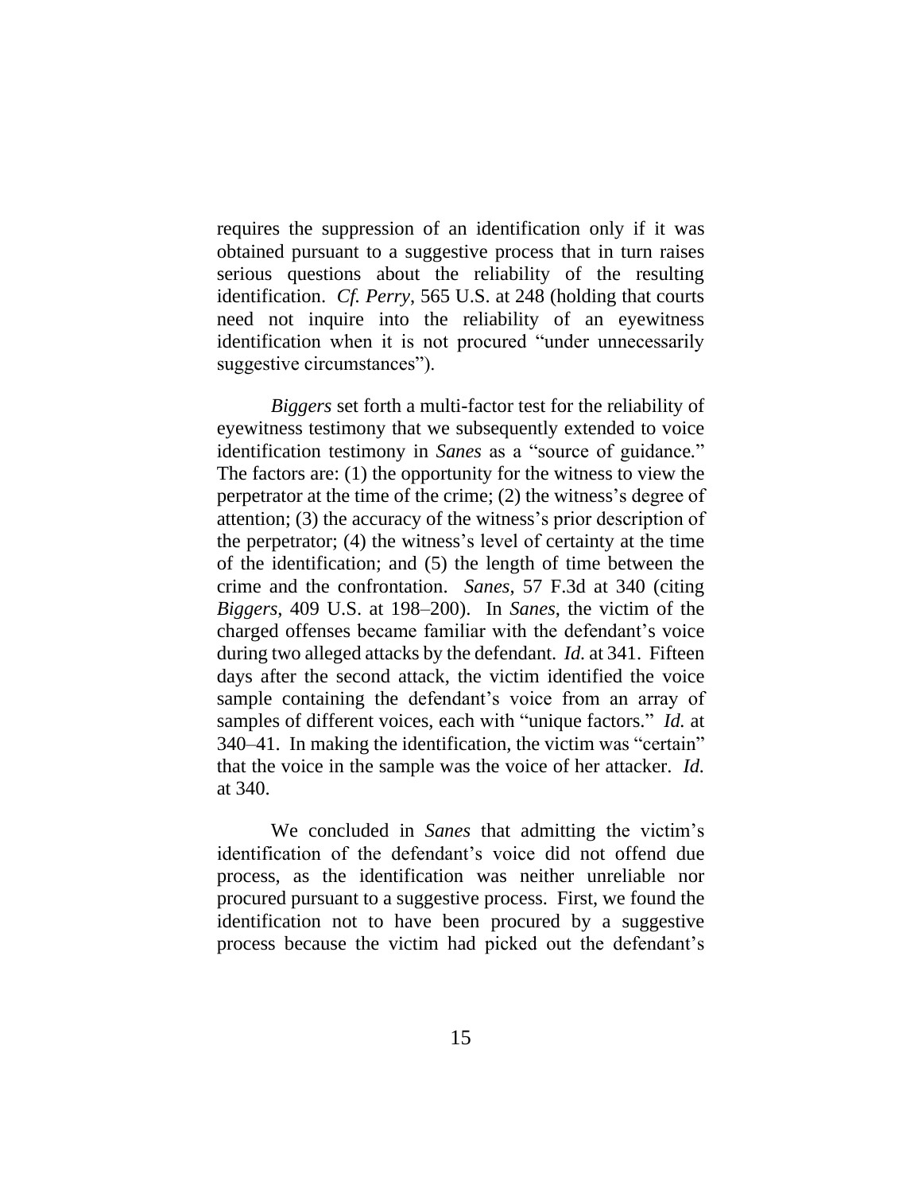requires the suppression of an identification only if it was obtained pursuant to a suggestive process that in turn raises serious questions about the reliability of the resulting identification. *Cf. Perry*, 565 U.S. at 248 (holding that courts need not inquire into the reliability of an eyewitness identification when it is not procured "under unnecessarily suggestive circumstances").

*Biggers* set forth a multi-factor test for the reliability of eyewitness testimony that we subsequently extended to voice identification testimony in *Sanes* as a "source of guidance." The factors are: (1) the opportunity for the witness to view the perpetrator at the time of the crime; (2) the witness's degree of attention; (3) the accuracy of the witness's prior description of the perpetrator; (4) the witness's level of certainty at the time of the identification; and (5) the length of time between the crime and the confrontation. *Sanes*, 57 F.3d at 340 (citing *Biggers*, 409 U.S. at 198–200). In *Sanes*, the victim of the charged offenses became familiar with the defendant's voice during two alleged attacks by the defendant. *Id.* at 341. Fifteen days after the second attack, the victim identified the voice sample containing the defendant's voice from an array of samples of different voices, each with "unique factors." *Id.* at 340–41. In making the identification, the victim was "certain" that the voice in the sample was the voice of her attacker. *Id.* at 340.

We concluded in *Sanes* that admitting the victim's identification of the defendant's voice did not offend due process, as the identification was neither unreliable nor procured pursuant to a suggestive process. First, we found the identification not to have been procured by a suggestive process because the victim had picked out the defendant's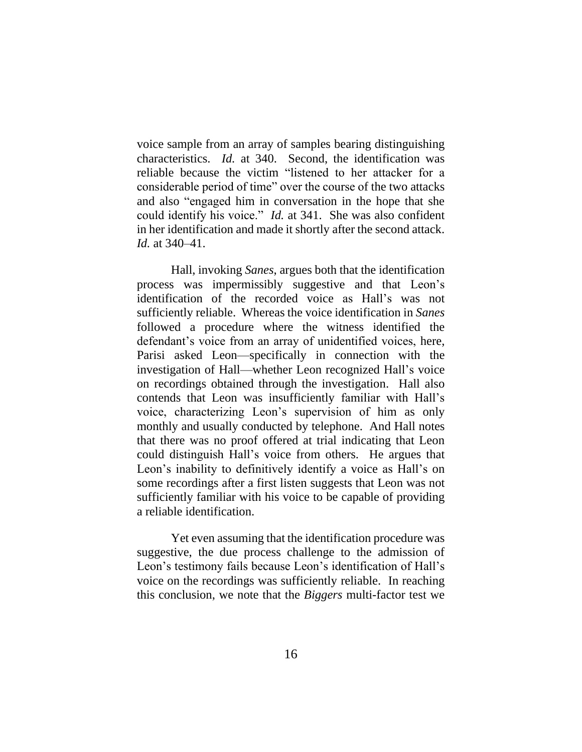voice sample from an array of samples bearing distinguishing characteristics. *Id.* at 340. Second, the identification was reliable because the victim "listened to her attacker for a considerable period of time" over the course of the two attacks and also "engaged him in conversation in the hope that she could identify his voice." *Id.* at 341. She was also confident in her identification and made it shortly after the second attack. *Id.* at 340–41.

Hall, invoking *Sanes*, argues both that the identification process was impermissibly suggestive and that Leon's identification of the recorded voice as Hall's was not sufficiently reliable. Whereas the voice identification in *Sanes* followed a procedure where the witness identified the defendant's voice from an array of unidentified voices, here, Parisi asked Leon—specifically in connection with the investigation of Hall—whether Leon recognized Hall's voice on recordings obtained through the investigation. Hall also contends that Leon was insufficiently familiar with Hall's voice, characterizing Leon's supervision of him as only monthly and usually conducted by telephone. And Hall notes that there was no proof offered at trial indicating that Leon could distinguish Hall's voice from others. He argues that Leon's inability to definitively identify a voice as Hall's on some recordings after a first listen suggests that Leon was not sufficiently familiar with his voice to be capable of providing a reliable identification.

Yet even assuming that the identification procedure was suggestive, the due process challenge to the admission of Leon's testimony fails because Leon's identification of Hall's voice on the recordings was sufficiently reliable. In reaching this conclusion, we note that the *Biggers* multi-factor test we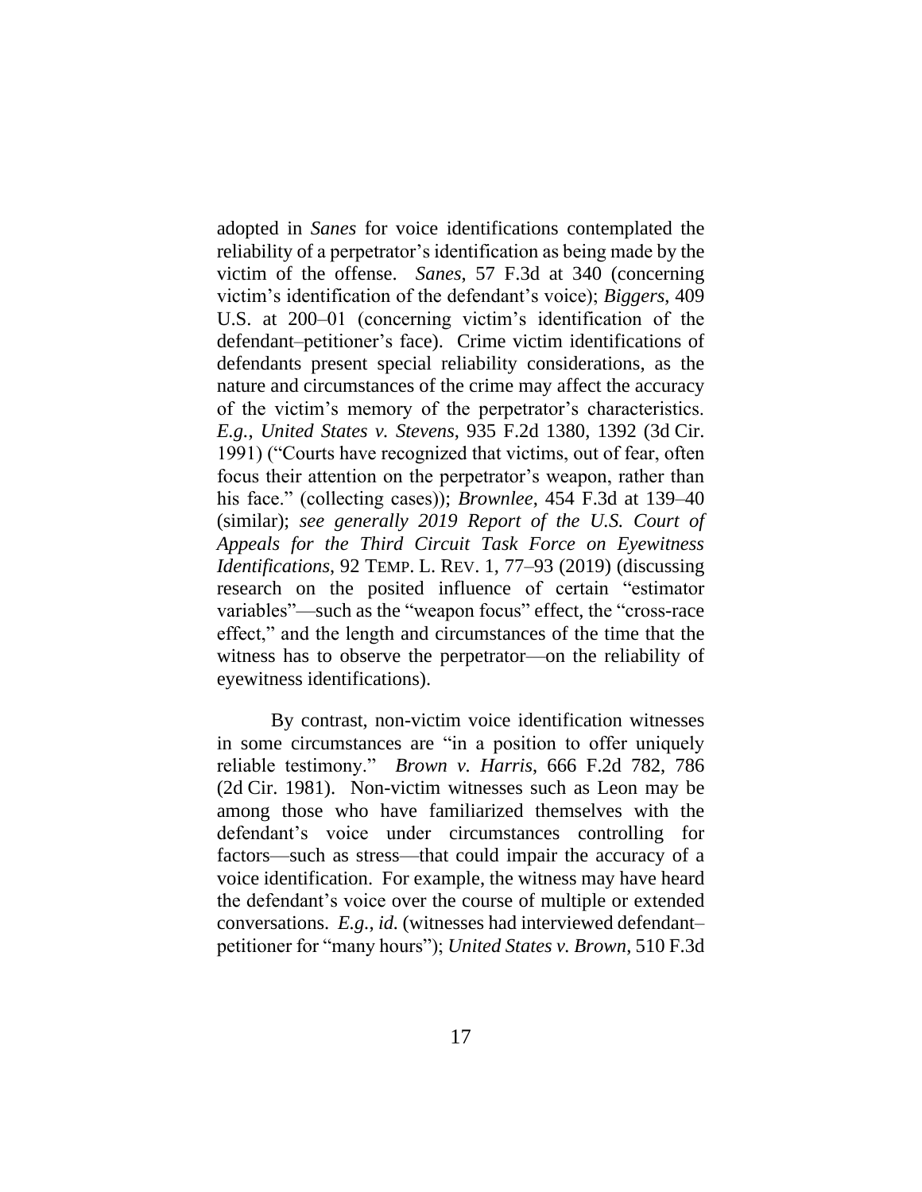adopted in *Sanes* for voice identifications contemplated the reliability of a perpetrator's identification as being made by the victim of the offense. *Sanes*, 57 F.3d at 340 (concerning victim's identification of the defendant's voice); *Biggers*, 409 U.S. at 200–01 (concerning victim's identification of the defendant–petitioner's face). Crime victim identifications of defendants present special reliability considerations, as the nature and circumstances of the crime may affect the accuracy of the victim's memory of the perpetrator's characteristics. *E.g.*, *United States v. Stevens*, 935 F.2d 1380, 1392 (3d Cir. 1991) ("Courts have recognized that victims, out of fear, often focus their attention on the perpetrator's weapon, rather than his face." (collecting cases)); *Brownlee*, 454 F.3d at 139–40 (similar); *see generally 2019 Report of the U.S. Court of Appeals for the Third Circuit Task Force on Eyewitness Identifications*, 92 TEMP. L. REV. 1, 77–93 (2019) (discussing research on the posited influence of certain "estimator variables"—such as the "weapon focus" effect, the "cross-race effect," and the length and circumstances of the time that the witness has to observe the perpetrator—on the reliability of eyewitness identifications).

By contrast, non-victim voice identification witnesses in some circumstances are "in a position to offer uniquely reliable testimony." *Brown v. Harris*, 666 F.2d 782, 786 (2d Cir. 1981). Non-victim witnesses such as Leon may be among those who have familiarized themselves with the defendant's voice under circumstances controlling for factors—such as stress—that could impair the accuracy of a voice identification. For example, the witness may have heard the defendant's voice over the course of multiple or extended conversations. *E.g.*, *id.* (witnesses had interviewed defendant–petitioner for "many hours"); *United States v. Brown*, 510 F.3d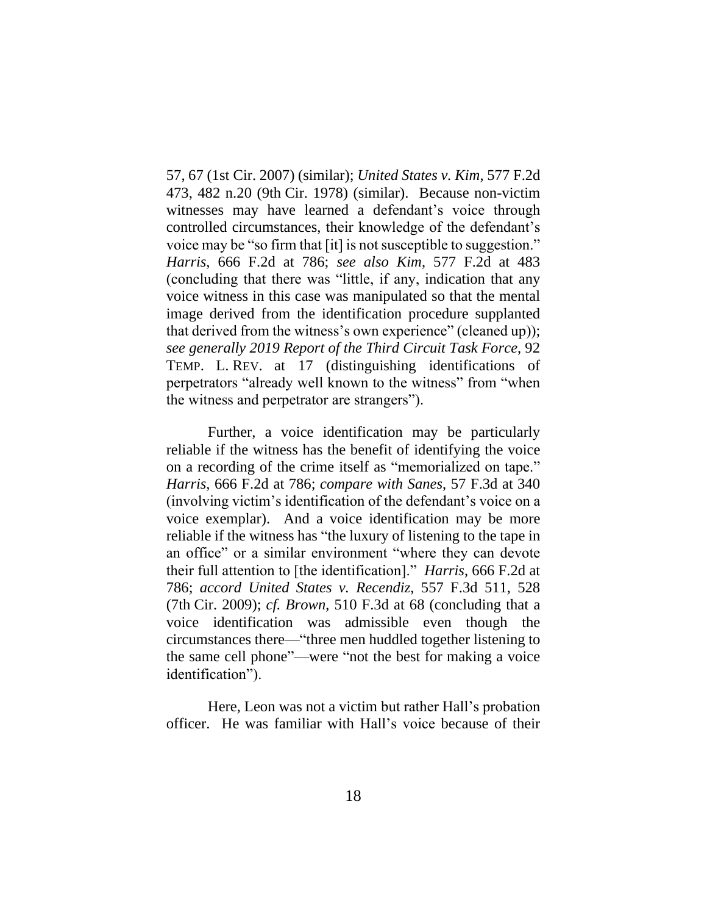57, 67 (1st Cir. 2007) (similar); *United States v. Kim*, 577 F.2d 473, 482 n.20 (9th Cir. 1978) (similar). Because non-victim witnesses may have learned a defendant's voice through controlled circumstances, their knowledge of the defendant's voice may be "so firm that [it] is not susceptible to suggestion." *Harris*, 666 F.2d at 786; *see also Kim*, 577 F.2d at 483 (concluding that there was "little, if any, indication that any voice witness in this case was manipulated so that the mental image derived from the identification procedure supplanted that derived from the witness's own experience" (cleaned up)); *see generally 2019 Report of the Third Circuit Task Force*, 92 TEMP. L. REV. at 17 (distinguishing identifications of perpetrators "already well known to the witness" from "when the witness and perpetrator are strangers").

Further, a voice identification may be particularly reliable if the witness has the benefit of identifying the voice on a recording of the crime itself as "memorialized on tape." *Harris*, 666 F.2d at 786; *compare with Sanes*, 57 F.3d at 340 (involving victim's identification of the defendant's voice on a voice exemplar). And a voice identification may be more reliable if the witness has "the luxury of listening to the tape in an office" or a similar environment "where they can devote their full attention to [the identification]." *Harris*, 666 F.2d at 786; *accord United States v. Recendiz*, 557 F.3d 511, 528 (7th Cir. 2009); *cf. Brown*, 510 F.3d at 68 (concluding that a voice identification was admissible even though the circumstances there—"three men huddled together listening to the same cell phone"—were "not the best for making a voice identification").

Here, Leon was not a victim but rather Hall's probation officer. He was familiar with Hall's voice because of their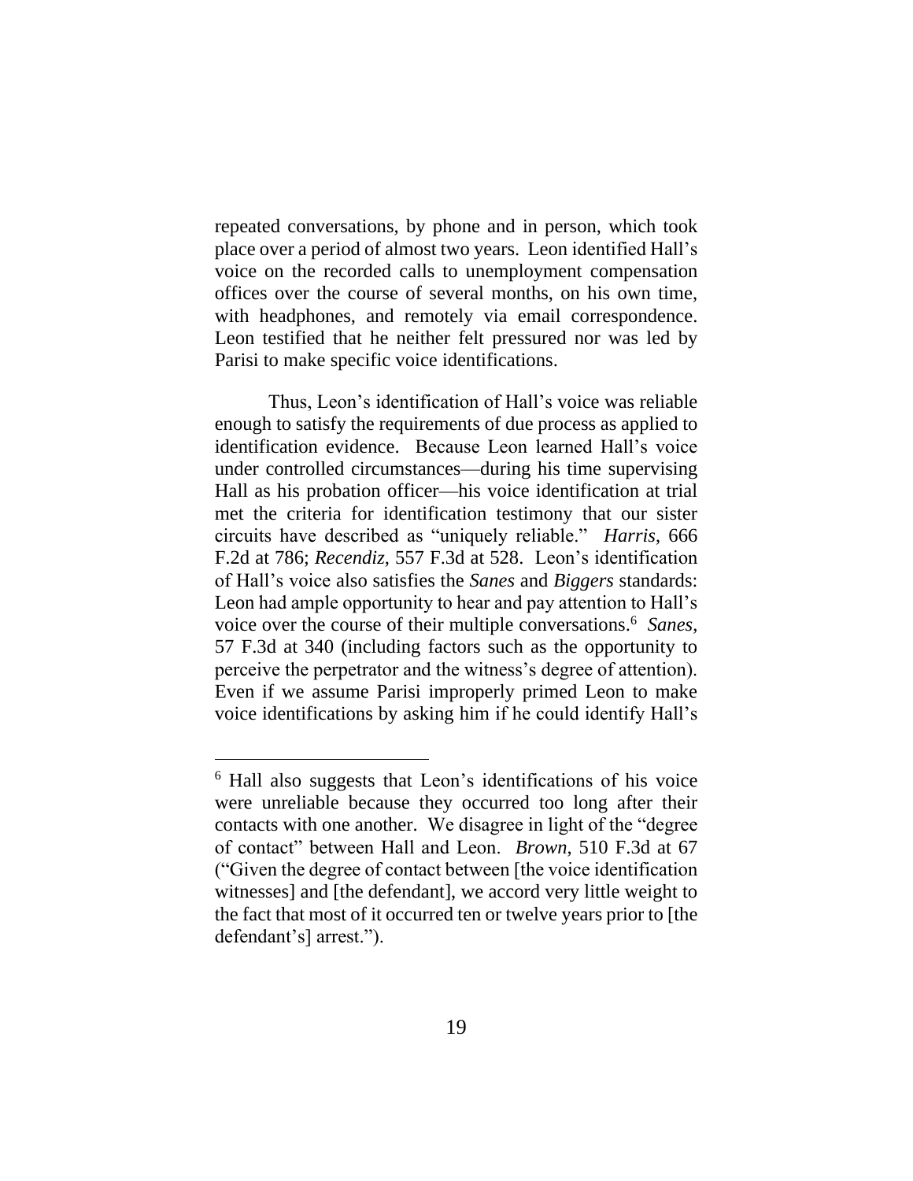repeated conversations, by phone and in person, which took place over a period of almost two years. Leon identified Hall's voice on the recorded calls to unemployment compensation offices over the course of several months, on his own time, with headphones, and remotely via email correspondence. Leon testified that he neither felt pressured nor was led by Parisi to make specific voice identifications.

Thus, Leon's identification of Hall's voice was reliable enough to satisfy the requirements of due process as applied to identification evidence. Because Leon learned Hall's voice under controlled circumstances—during his time supervising Hall as his probation officer—his voice identification at trial met the criteria for identification testimony that our sister circuits have described as "uniquely reliable." *Harris*, 666 F.2d at 786; *Recendiz*, 557 F.3d at 528. Leon's identification of Hall's voice also satisfies the *Sanes* and *Biggers* standards: Leon had ample opportunity to hear and pay attention to Hall's voice over the course of their multiple conversations.[6] *Sanes*, 57 F.3d at 340 (including factors such as the opportunity to perceive the perpetrator and the witness's degree of attention). Even if we assume Parisi improperly primed Leon to make voice identifications by asking him if he could identify Hall's

---

[6] Hall also suggests that Leon's identifications of his voice were unreliable because they occurred too long after their contacts with one another. We disagree in light of the "degree of contact" between Hall and Leon. *Brown*, 510 F.3d at 67 ("Given the degree of contact between [the voice identification witnesses] and [the defendant], we accord very little weight to the fact that most of it occurred ten or twelve years prior to [the defendant's] arrest.").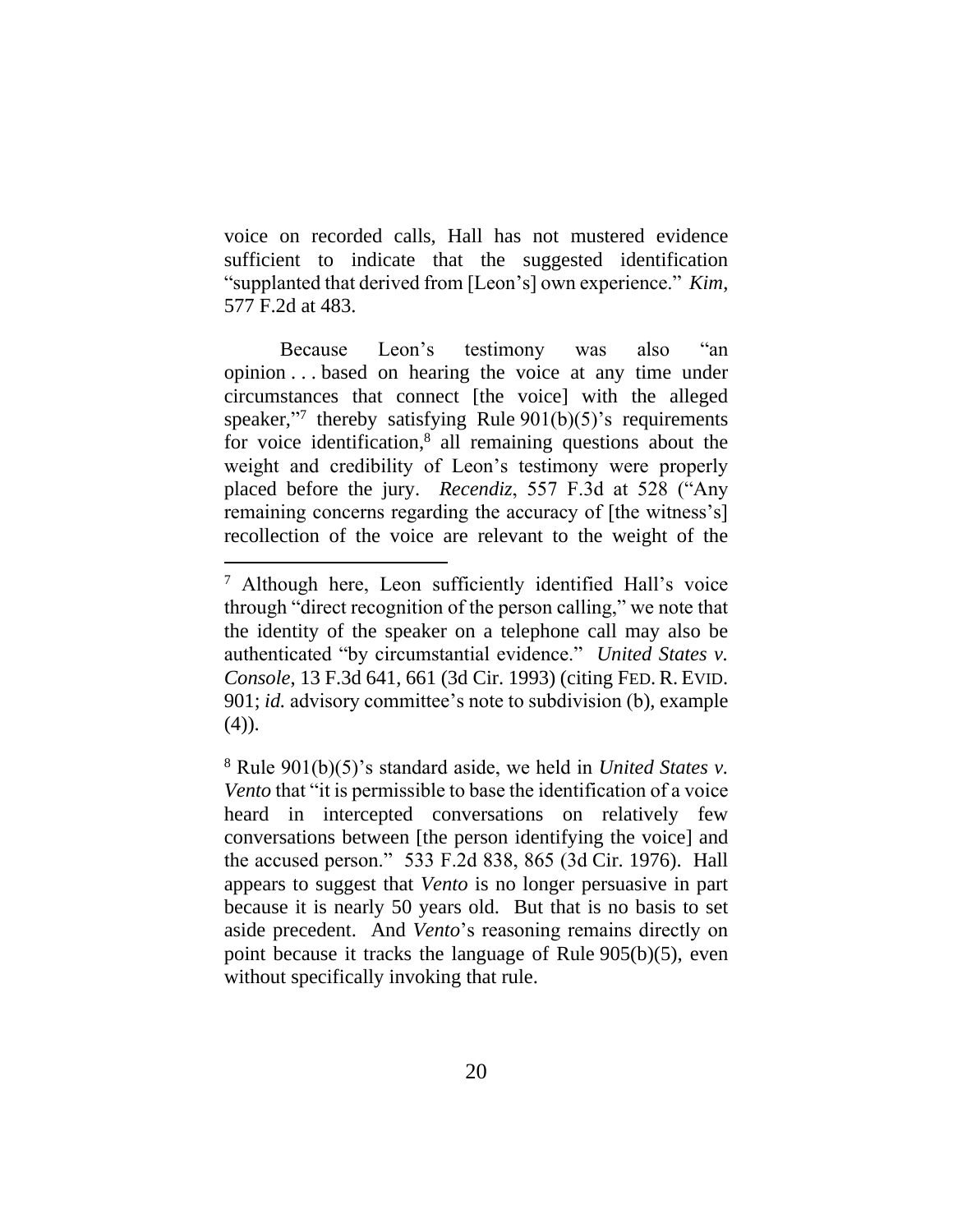voice on recorded calls, Hall has not mustered evidence sufficient to indicate that the suggested identification "supplanted that derived from [Leon's] own experience." *Kim*, 577 F.2d at 483.

Because Leon's testimony was also "an opinion . . . based on hearing the voice at any time under circumstances that connect [the voice] with the alleged speaker,"[7] thereby satisfying Rule 901(b)(5)'s requirements for voice identification,[8] all remaining questions about the weight and credibility of Leon's testimony were properly placed before the jury. *Recendiz*, 557 F.3d at 528 ("Any remaining concerns regarding the accuracy of [the witness's] recollection of the voice are relevant to the weight of the

---

[7] Although here, Leon sufficiently identified Hall's voice through "direct recognition of the person calling," we note that the identity of the speaker on a telephone call may also be authenticated "by circumstantial evidence." *United States v. Console*, 13 F.3d 641, 661 (3d Cir. 1993) (citing FED. R. EVID. 901; *id.* advisory committee's note to subdivision (b), example (4)).

[8] Rule 901(b)(5)'s standard aside, we held in *United States v. Vento* that "it is permissible to base the identification of a voice heard in intercepted conversations on relatively few conversations between [the person identifying the voice] and the accused person." 533 F.2d 838, 865 (3d Cir. 1976). Hall appears to suggest that *Vento* is no longer persuasive in part because it is nearly 50 years old. But that is no basis to set aside precedent. And *Vento*'s reasoning remains directly on point because it tracks the language of Rule 905(b)(5), even without specifically invoking that rule.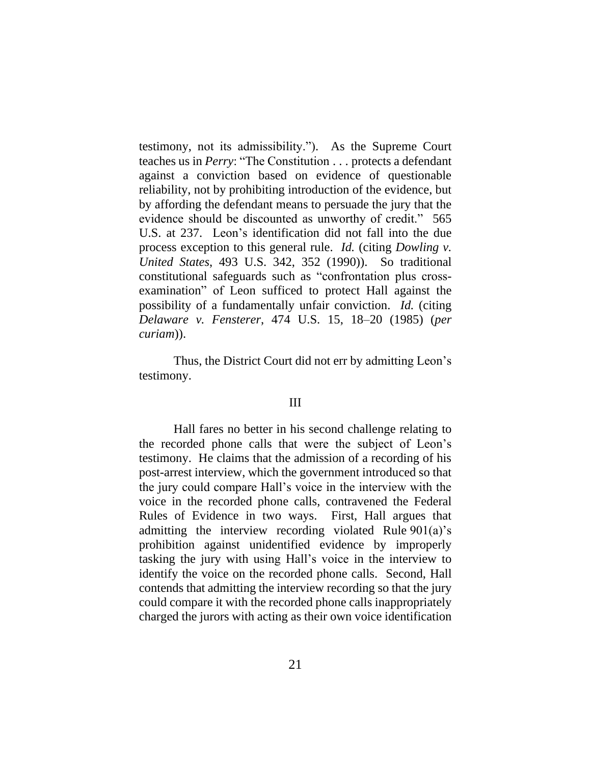testimony, not its admissibility."). As the Supreme Court teaches us in *Perry*: "The Constitution . . . protects a defendant against a conviction based on evidence of questionable reliability, not by prohibiting introduction of the evidence, but by affording the defendant means to persuade the jury that the evidence should be discounted as unworthy of credit." 565 U.S. at 237. Leon's identification did not fall into the due process exception to this general rule. *Id.* (citing *Dowling v. United States*, 493 U.S. 342, 352 (1990)). So traditional constitutional safeguards such as "confrontation plus cross-examination" of Leon sufficed to protect Hall against the possibility of a fundamentally unfair conviction. *Id.* (citing *Delaware v. Fensterer*, 474 U.S. 15, 18–20 (1985) (*per curiam*)).

Thus, the District Court did not err by admitting Leon's testimony.

## III

Hall fares no better in his second challenge relating to the recorded phone calls that were the subject of Leon's testimony. He claims that the admission of a recording of his post-arrest interview, which the government introduced so that the jury could compare Hall's voice in the interview with the voice in the recorded phone calls, contravened the Federal Rules of Evidence in two ways. First, Hall argues that admitting the interview recording violated Rule 901(a)'s prohibition against unidentified evidence by improperly tasking the jury with using Hall's voice in the interview to identify the voice on the recorded phone calls. Second, Hall contends that admitting the interview recording so that the jury could compare it with the recorded phone calls inappropriately charged the jurors with acting as their own voice identification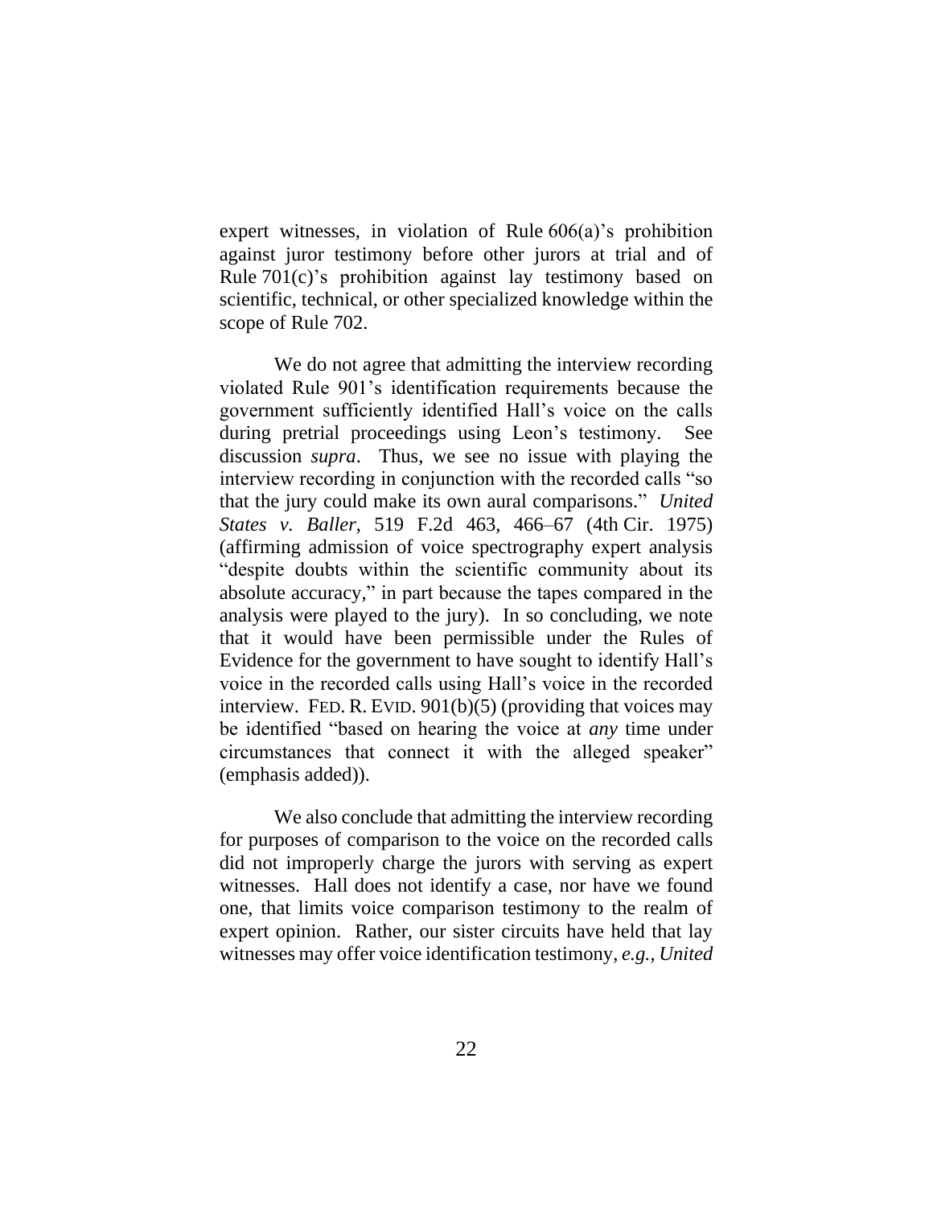expert witnesses, in violation of Rule 606(a)'s prohibition against juror testimony before other jurors at trial and of Rule 701(c)'s prohibition against lay testimony based on scientific, technical, or other specialized knowledge within the scope of Rule 702.

We do not agree that admitting the interview recording violated Rule 901's identification requirements because the government sufficiently identified Hall's voice on the calls during pretrial proceedings using Leon's testimony. See discussion *supra*. Thus, we see no issue with playing the interview recording in conjunction with the recorded calls "so that the jury could make its own aural comparisons." *United States v. Baller*, 519 F.2d 463, 466–67 (4th Cir. 1975) (affirming admission of voice spectrography expert analysis "despite doubts within the scientific community about its absolute accuracy," in part because the tapes compared in the analysis were played to the jury). In so concluding, we note that it would have been permissible under the Rules of Evidence for the government to have sought to identify Hall's voice in the recorded calls using Hall's voice in the recorded interview. FED. R. EVID. 901(b)(5) (providing that voices may be identified "based on hearing the voice at *any* time under circumstances that connect it with the alleged speaker" (emphasis added)).

We also conclude that admitting the interview recording for purposes of comparison to the voice on the recorded calls did not improperly charge the jurors with serving as expert witnesses. Hall does not identify a case, nor have we found one, that limits voice comparison testimony to the realm of expert opinion. Rather, our sister circuits have held that lay witnesses may offer voice identification testimony, *e.g.*, *United*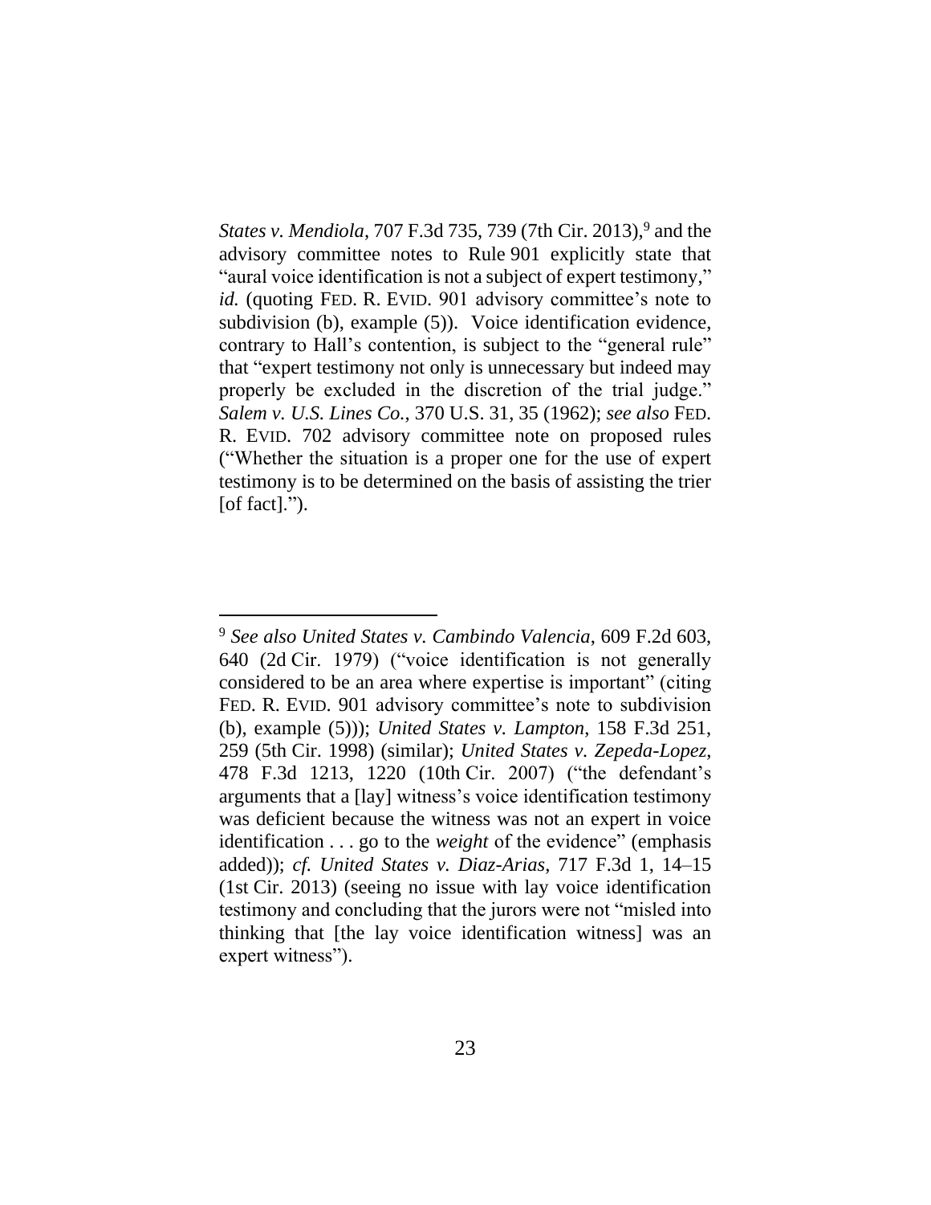*States v. Mendiola*, 707 F.3d 735, 739 (7th Cir. 2013),[9] and the advisory committee notes to Rule 901 explicitly state that "aural voice identification is not a subject of expert testimony," *id.* (quoting FED. R. EVID. 901 advisory committee's note to subdivision (b), example (5)). Voice identification evidence, contrary to Hall's contention, is subject to the "general rule" that "expert testimony not only is unnecessary but indeed may properly be excluded in the discretion of the trial judge." *Salem v. U.S. Lines Co.*, 370 U.S. 31, 35 (1962); *see also* FED. R. EVID. 702 advisory committee note on proposed rules ("Whether the situation is a proper one for the use of expert testimony is to be determined on the basis of assisting the trier [of fact].").

---

[9] *See also United States v. Cambindo Valencia*, 609 F.2d 603, 640 (2d Cir. 1979) ("voice identification is not generally considered to be an area where expertise is important" (citing FED. R. EVID. 901 advisory committee's note to subdivision (b), example (5))); *United States v. Lampton*, 158 F.3d 251, 259 (5th Cir. 1998) (similar); *United States v. Zepeda-Lopez*, 478 F.3d 1213, 1220 (10th Cir. 2007) ("the defendant's arguments that a [lay] witness's voice identification testimony was deficient because the witness was not an expert in voice identification . . . go to the *weight* of the evidence" (emphasis added)); *cf. United States v. Diaz-Arias*, 717 F.3d 1, 14–15 (1st Cir. 2013) (seeing no issue with lay voice identification testimony and concluding that the jurors were not "misled into thinking that [the lay voice identification witness] was an expert witness").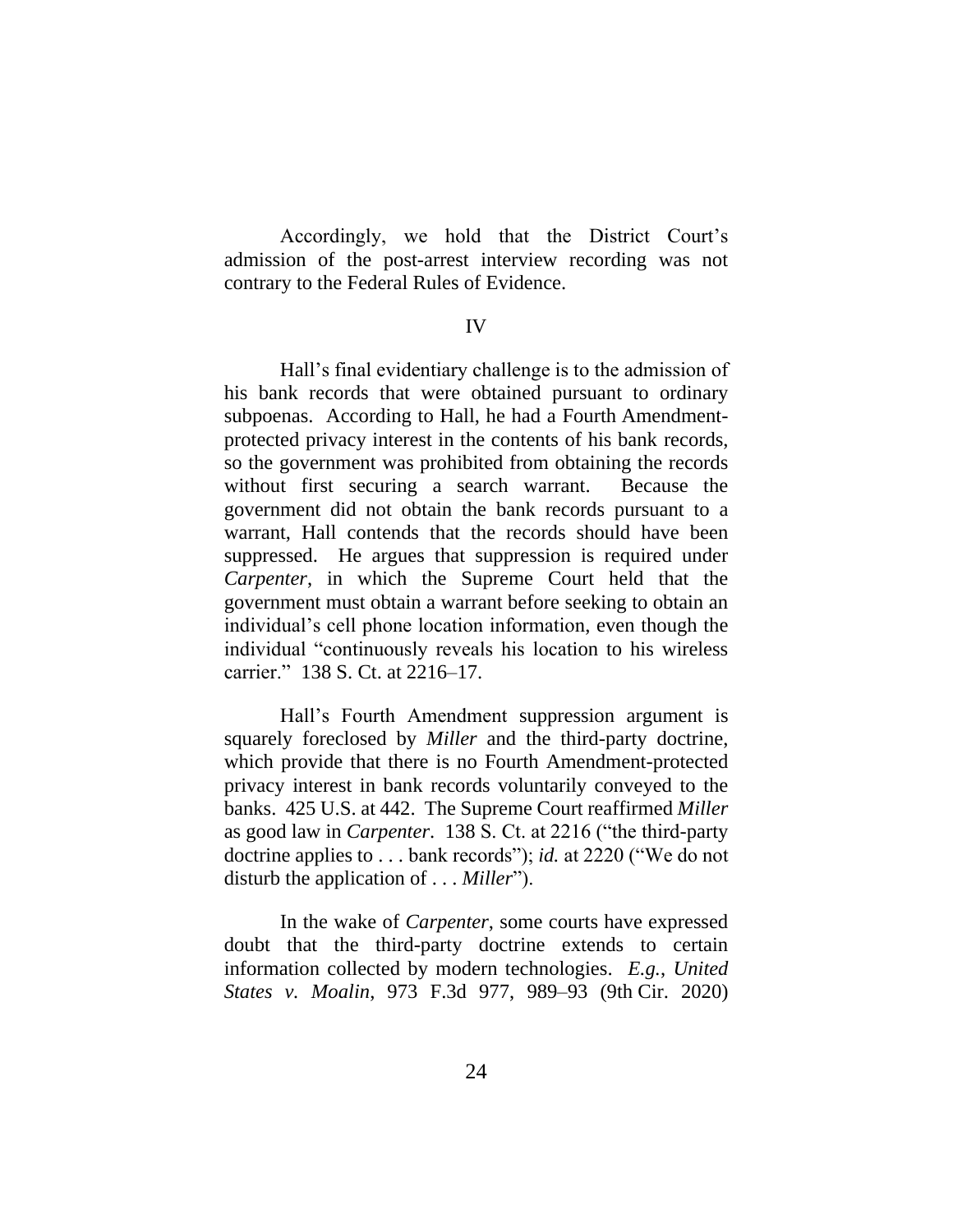Accordingly, we hold that the District Court's admission of the post-arrest interview recording was not contrary to the Federal Rules of Evidence.

IV

Hall's final evidentiary challenge is to the admission of his bank records that were obtained pursuant to ordinary subpoenas. According to Hall, he had a Fourth Amendment-protected privacy interest in the contents of his bank records, so the government was prohibited from obtaining the records without first securing a search warrant. Because the government did not obtain the bank records pursuant to a warrant, Hall contends that the records should have been suppressed. He argues that suppression is required under *Carpenter*, in which the Supreme Court held that the government must obtain a warrant before seeking to obtain an individual's cell phone location information, even though the individual "continuously reveals his location to his wireless carrier." 138 S. Ct. at 2216–17.

Hall's Fourth Amendment suppression argument is squarely foreclosed by *Miller* and the third-party doctrine, which provide that there is no Fourth Amendment-protected privacy interest in bank records voluntarily conveyed to the banks. 425 U.S. at 442. The Supreme Court reaffirmed *Miller* as good law in *Carpenter*. 138 S. Ct. at 2216 ("the third-party doctrine applies to . . . bank records"); *id.* at 2220 ("We do not disturb the application of . . . *Miller*").

In the wake of *Carpenter*, some courts have expressed doubt that the third-party doctrine extends to certain information collected by modern technologies. *E.g.*, *United States v. Moalin*, 973 F.3d 977, 989–93 (9th Cir. 2020)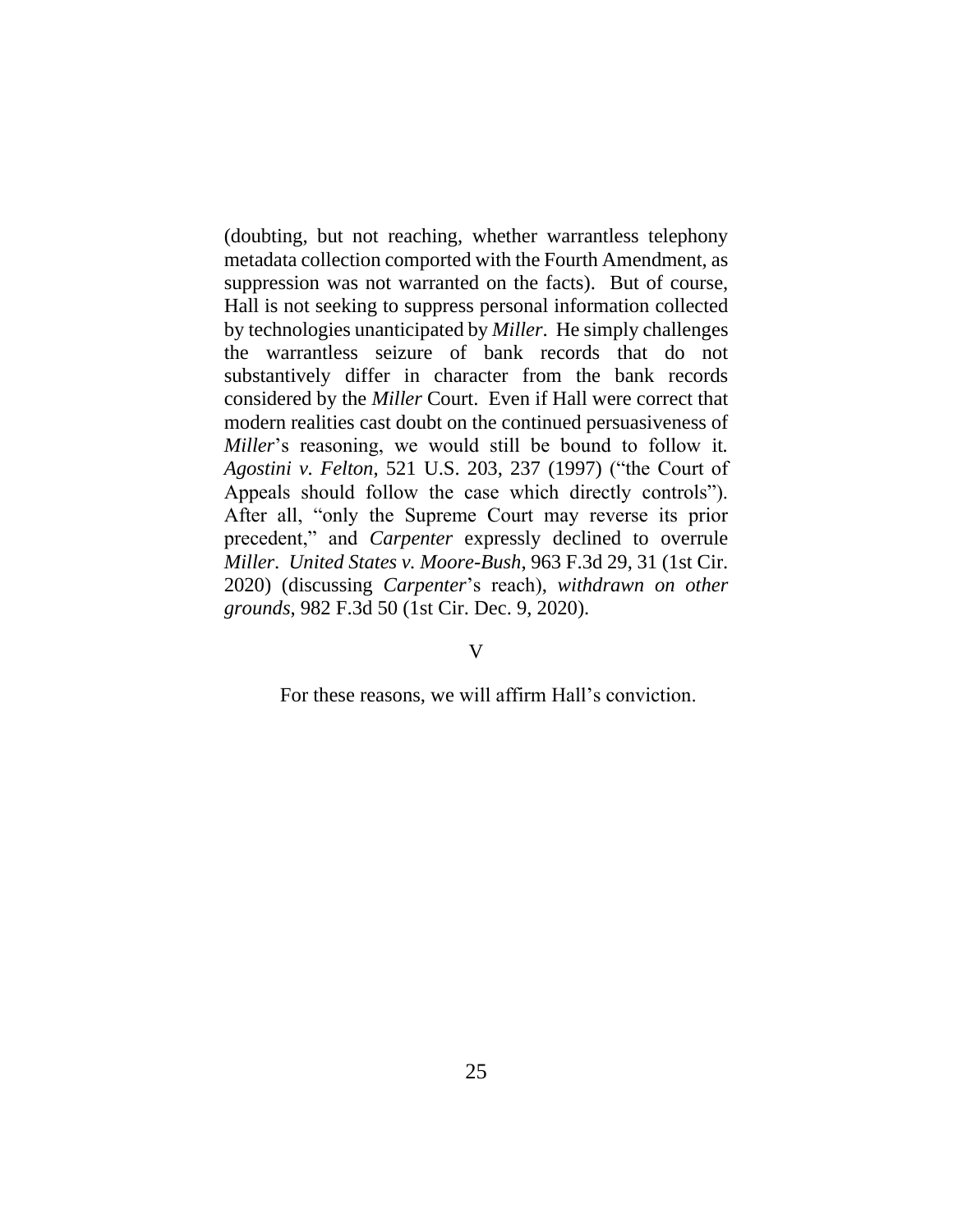(doubting, but not reaching, whether warrantless telephony metadata collection comported with the Fourth Amendment, as suppression was not warranted on the facts). But of course, Hall is not seeking to suppress personal information collected by technologies unanticipated by *Miller*. He simply challenges the warrantless seizure of bank records that do not substantively differ in character from the bank records considered by the *Miller* Court. Even if Hall were correct that modern realities cast doubt on the continued persuasiveness of *Miller*'s reasoning, we would still be bound to follow it. *Agostini v. Felton*, 521 U.S. 203, 237 (1997) ("the Court of Appeals should follow the case which directly controls"). After all, "only the Supreme Court may reverse its prior precedent," and *Carpenter* expressly declined to overrule *Miller*. *United States v. Moore-Bush*, 963 F.3d 29, 31 (1st Cir. 2020) (discussing *Carpenter*'s reach), *withdrawn on other grounds*, 982 F.3d 50 (1st Cir. Dec. 9, 2020).

## V

For these reasons, we will affirm Hall's conviction.